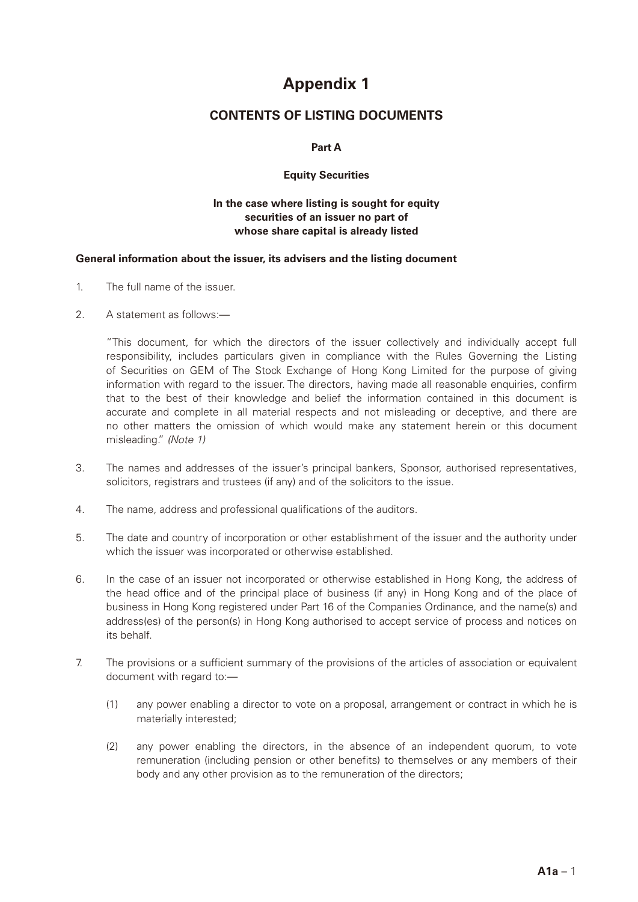# Appendix 1

## CONTENTS OF LISTING DOCUMENTS

**Part A**

**Equity Securities**

**In the case where listing is sought for equity securities of an issuer no part of whose share capital is already listed**

**General information about the issuer, its advisers and the listing document**

1. The full name of the issuer.

2. A statement as follows:—

   "This document, for which the directors of the issuer collectively and individually accept full responsibility, includes particulars given in compliance with the Rules Governing the Listing of Securities on GEM of The Stock Exchange of Hong Kong Limited for the purpose of giving information with regard to the issuer. The directors, having made all reasonable enquiries, confirm that to the best of their knowledge and belief the information contained in this document is accurate and complete in all material respects and not misleading or deceptive, and there are no other matters the omission of which would make any statement herein or this document misleading." *(Note 1)*

3. The names and addresses of the issuer's principal bankers, Sponsor, authorised representatives, solicitors, registrars and trustees (if any) and of the solicitors to the issue.

4. The name, address and professional qualifications of the auditors.

5. The date and country of incorporation or other establishment of the issuer and the authority under which the issuer was incorporated or otherwise established.

6. In the case of an issuer not incorporated or otherwise established in Hong Kong, the address of the head office and of the principal place of business (if any) in Hong Kong and of the place of business in Hong Kong registered under Part 16 of the Companies Ordinance, and the name(s) and address(es) of the person(s) in Hong Kong authorised to accept service of process and notices on its behalf.

7. The provisions or a sufficient summary of the provisions of the articles of association or equivalent document with regard to:—

   (1) any power enabling a director to vote on a proposal, arrangement or contract in which he is materially interested;

   (2) any power enabling the directors, in the absence of an independent quorum, to vote remuneration (including pension or other benefits) to themselves or any members of their body and any other provision as to the remuneration of the directors;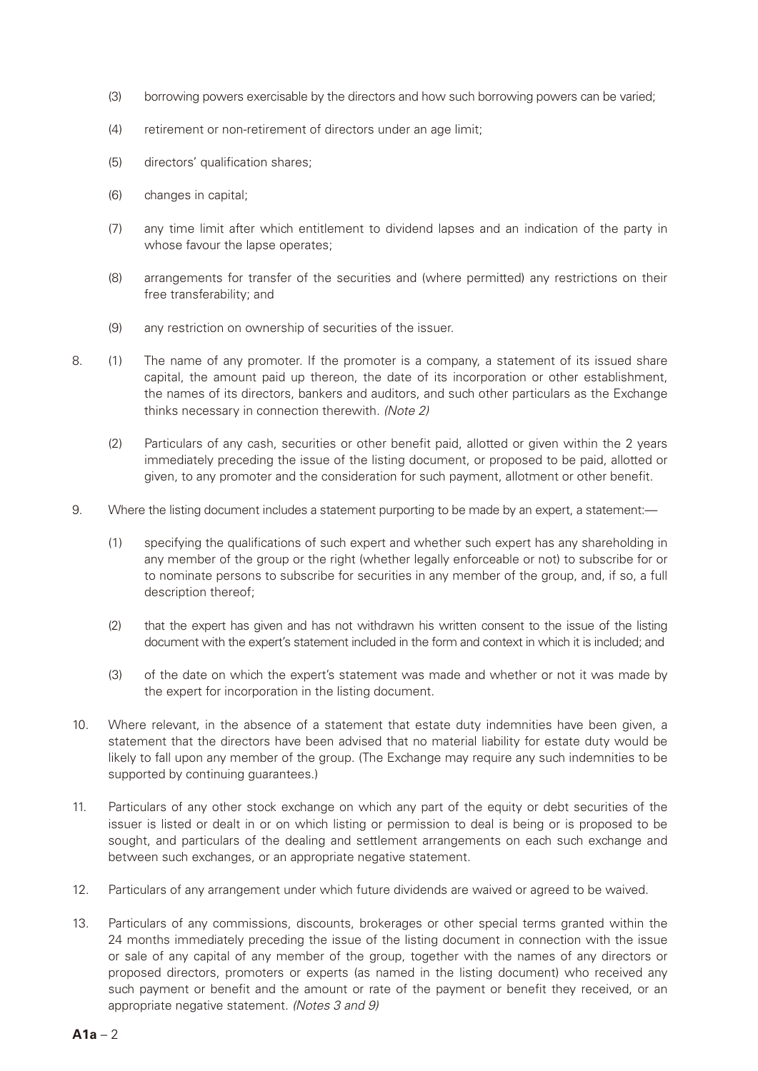(3) borrowing powers exercisable by the directors and how such borrowing powers can be varied;

(4) retirement or non-retirement of directors under an age limit;

(5) directors' qualification shares;

(6) changes in capital;

(7) any time limit after which entitlement to dividend lapses and an indication of the party in whose favour the lapse operates;

(8) arrangements for transfer of the securities and (where permitted) any restrictions on their free transferability; and

(9) any restriction on ownership of securities of the issuer.

8. (1) The name of any promoter. If the promoter is a company, a statement of its issued share capital, the amount paid up thereon, the date of its incorporation or other establishment, the names of its directors, bankers and auditors, and such other particulars as the Exchange thinks necessary in connection therewith. *(Note 2)*

   (2) Particulars of any cash, securities or other benefit paid, allotted or given within the 2 years immediately preceding the issue of the listing document, or proposed to be paid, allotted or given, to any promoter and the consideration for such payment, allotment or other benefit.

9. Where the listing document includes a statement purporting to be made by an expert, a statement:—

   (1) specifying the qualifications of such expert and whether such expert has any shareholding in any member of the group or the right (whether legally enforceable or not) to subscribe for or to nominate persons to subscribe for securities in any member of the group, and, if so, a full description thereof;

   (2) that the expert has given and has not withdrawn his written consent to the issue of the listing document with the expert's statement included in the form and context in which it is included; and

   (3) of the date on which the expert's statement was made and whether or not it was made by the expert for incorporation in the listing document.

10. Where relevant, in the absence of a statement that estate duty indemnities have been given, a statement that the directors have been advised that no material liability for estate duty would be likely to fall upon any member of the group. (The Exchange may require any such indemnities to be supported by continuing guarantees.)

11. Particulars of any other stock exchange on which any part of the equity or debt securities of the issuer is listed or dealt in or on which listing or permission to deal is being or is proposed to be sought, and particulars of the dealing and settlement arrangements on each such exchange and between such exchanges, or an appropriate negative statement.

12. Particulars of any arrangement under which future dividends are waived or agreed to be waived.

13. Particulars of any commissions, discounts, brokerages or other special terms granted within the 24 months immediately preceding the issue of the listing document in connection with the issue or sale of any capital of any member of the group, together with the names of any directors or proposed directors, promoters or experts (as named in the listing document) who received any such payment or benefit and the amount or rate of the payment or benefit they received, or an appropriate negative statement. *(Notes 3 and 9)*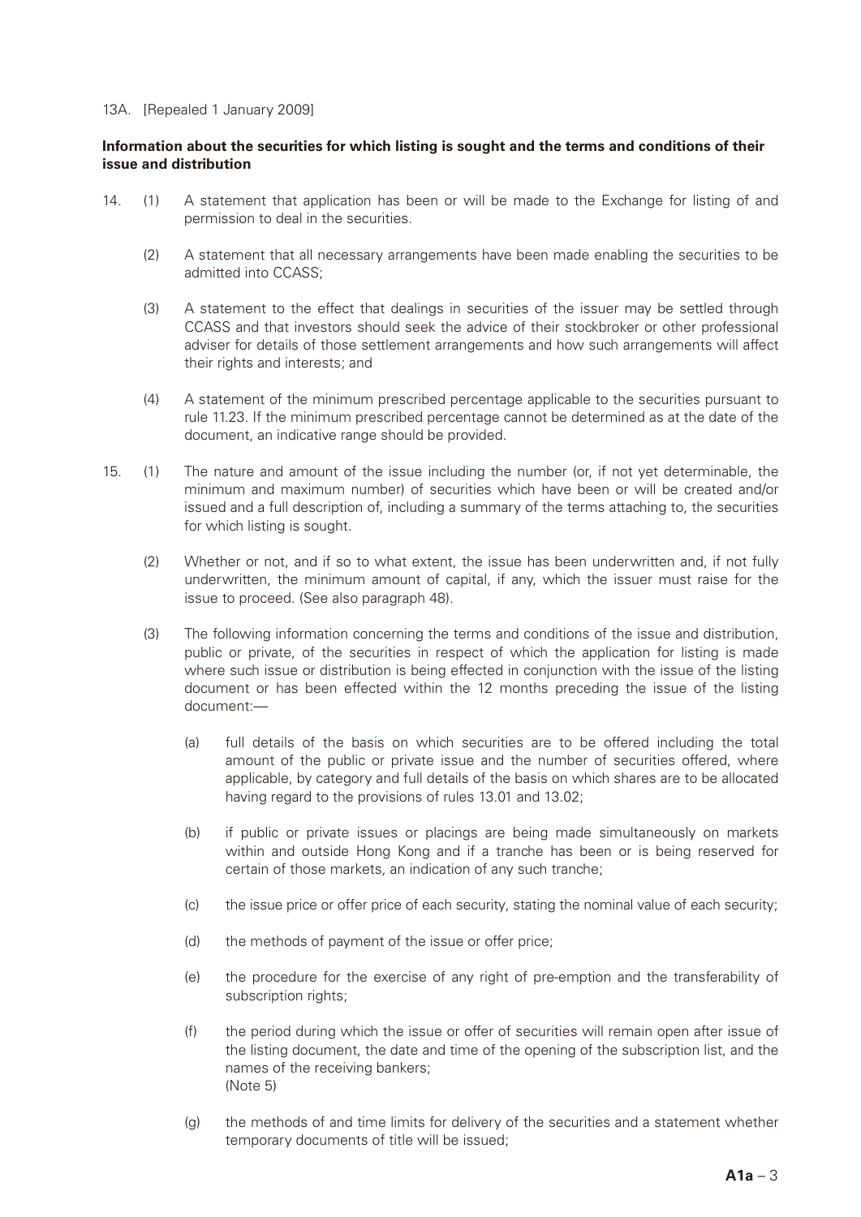13A. [Repealed 1 January 2009]

**Information about the securities for which listing is sought and the terms and conditions of their issue and distribution**

14. (1) A statement that application has been or will be made to the Exchange for listing of and permission to deal in the securities.

    (2) A statement that all necessary arrangements have been made enabling the securities to be admitted into CCASS;

    (3) A statement to the effect that dealings in securities of the issuer may be settled through CCASS and that investors should seek the advice of their stockbroker or other professional adviser for details of those settlement arrangements and how such arrangements will affect their rights and interests; and

    (4) A statement of the minimum prescribed percentage applicable to the securities pursuant to rule 11.23. If the minimum prescribed percentage cannot be determined as at the date of the document, an indicative range should be provided.

15. (1) The nature and amount of the issue including the number (or, if not yet determinable, the minimum and maximum number) of securities which have been or will be created and/or issued and a full description of, including a summary of the terms attaching to, the securities for which listing is sought.

    (2) Whether or not, and if so to what extent, the issue has been underwritten and, if not fully underwritten, the minimum amount of capital, if any, which the issuer must raise for the issue to proceed. (See also paragraph 48).

    (3) The following information concerning the terms and conditions of the issue and distribution, public or private, of the securities in respect of which the application for listing is made where such issue or distribution is being effected in conjunction with the issue of the listing document or has been effected within the 12 months preceding the issue of the listing document:—

        (a) full details of the basis on which securities are to be offered including the total amount of the public or private issue and the number of securities offered, where applicable, by category and full details of the basis on which shares are to be allocated having regard to the provisions of rules 13.01 and 13.02;

        (b) if public or private issues or placings are being made simultaneously on markets within and outside Hong Kong and if a tranche has been or is being reserved for certain of those markets, an indication of any such tranche;

        (c) the issue price or offer price of each security, stating the nominal value of each security;

        (d) the methods of payment of the issue or offer price;

        (e) the procedure for the exercise of any right of pre-emption and the transferability of subscription rights;

        (f) the period during which the issue or offer of securities will remain open after issue of the listing document, the date and time of the opening of the subscription list, and the names of the receiving bankers;
        (Note 5)

        (g) the methods of and time limits for delivery of the securities and a statement whether temporary documents of title will be issued;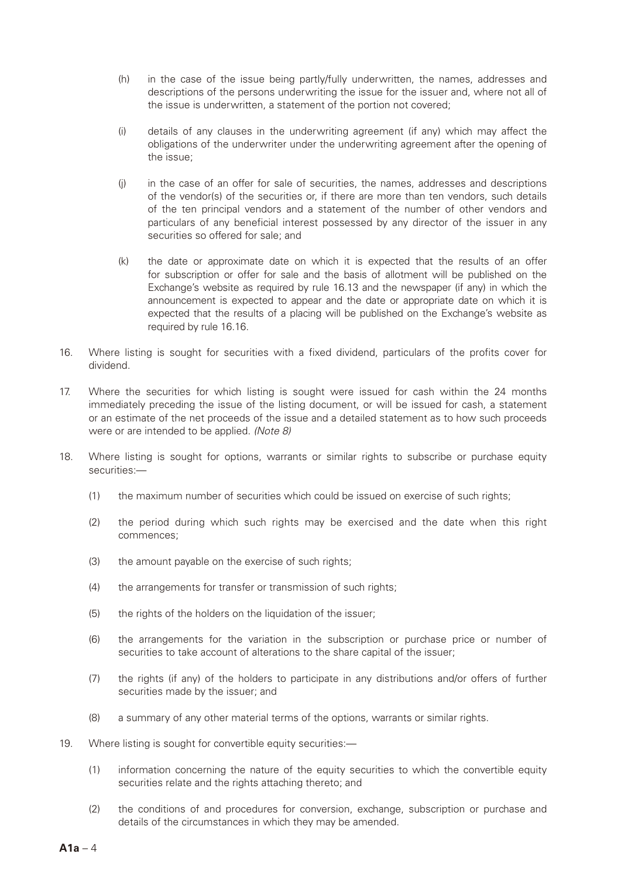(h) in the case of the issue being partly/fully underwritten, the names, addresses and descriptions of the persons underwriting the issue for the issuer and, where not all of the issue is underwritten, a statement of the portion not covered;

(i) details of any clauses in the underwriting agreement (if any) which may affect the obligations of the underwriter under the underwriting agreement after the opening of the issue;

(j) in the case of an offer for sale of securities, the names, addresses and descriptions of the vendor(s) of the securities or, if there are more than ten vendors, such details of the ten principal vendors and a statement of the number of other vendors and particulars of any beneficial interest possessed by any director of the issuer in any securities so offered for sale; and

(k) the date or approximate date on which it is expected that the results of an offer for subscription or offer for sale and the basis of allotment will be published on the Exchange's website as required by rule 16.13 and the newspaper (if any) in which the announcement is expected to appear and the date or appropriate date on which it is expected that the results of a placing will be published on the Exchange's website as required by rule 16.16.

16. Where listing is sought for securities with a fixed dividend, particulars of the profits cover for dividend.

17. Where the securities for which listing is sought were issued for cash within the 24 months immediately preceding the issue of the listing document, or will be issued for cash, a statement or an estimate of the net proceeds of the issue and a detailed statement as to how such proceeds were or are intended to be applied. *(Note 8)*

18. Where listing is sought for options, warrants or similar rights to subscribe or purchase equity securities:—

    (1) the maximum number of securities which could be issued on exercise of such rights;

    (2) the period during which such rights may be exercised and the date when this right commences;

    (3) the amount payable on the exercise of such rights;

    (4) the arrangements for transfer or transmission of such rights;

    (5) the rights of the holders on the liquidation of the issuer;

    (6) the arrangements for the variation in the subscription or purchase price or number of securities to take account of alterations to the share capital of the issuer;

    (7) the rights (if any) of the holders to participate in any distributions and/or offers of further securities made by the issuer; and

    (8) a summary of any other material terms of the options, warrants or similar rights.

19. Where listing is sought for convertible equity securities:—

    (1) information concerning the nature of the equity securities to which the convertible equity securities relate and the rights attaching thereto; and

    (2) the conditions of and procedures for conversion, exchange, subscription or purchase and details of the circumstances in which they may be amended.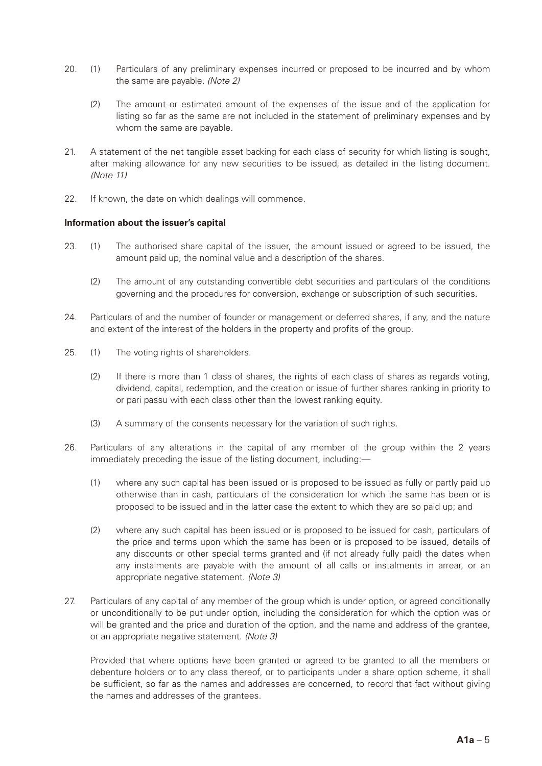20. (1) Particulars of any preliminary expenses incurred or proposed to be incurred and by whom the same are payable. *(Note 2)*

    (2) The amount or estimated amount of the expenses of the issue and of the application for listing so far as the same are not included in the statement of preliminary expenses and by whom the same are payable.

21. A statement of the net tangible asset backing for each class of security for which listing is sought, after making allowance for any new securities to be issued, as detailed in the listing document. *(Note 11)*

22. If known, the date on which dealings will commence.

**Information about the issuer's capital**

23. (1) The authorised share capital of the issuer, the amount issued or agreed to be issued, the amount paid up, the nominal value and a description of the shares.

    (2) The amount of any outstanding convertible debt securities and particulars of the conditions governing and the procedures for conversion, exchange or subscription of such securities.

24. Particulars of and the number of founder or management or deferred shares, if any, and the nature and extent of the interest of the holders in the property and profits of the group.

25. (1) The voting rights of shareholders.

    (2) If there is more than 1 class of shares, the rights of each class of shares as regards voting, dividend, capital, redemption, and the creation or issue of further shares ranking in priority to or pari passu with each class other than the lowest ranking equity.

    (3) A summary of the consents necessary for the variation of such rights.

26. Particulars of any alterations in the capital of any member of the group within the 2 years immediately preceding the issue of the listing document, including:—

    (1) where any such capital has been issued or is proposed to be issued as fully or partly paid up otherwise than in cash, particulars of the consideration for which the same has been or is proposed to be issued and in the latter case the extent to which they are so paid up; and

    (2) where any such capital has been issued or is proposed to be issued for cash, particulars of the price and terms upon which the same has been or is proposed to be issued, details of any discounts or other special terms granted and (if not already fully paid) the dates when any instalments are payable with the amount of all calls or instalments in arrear, or an appropriate negative statement. *(Note 3)*

27. Particulars of any capital of any member of the group which is under option, or agreed conditionally or unconditionally to be put under option, including the consideration for which the option was or will be granted and the price and duration of the option, and the name and address of the grantee, or an appropriate negative statement. *(Note 3)*

    Provided that where options have been granted or agreed to be granted to all the members or debenture holders or to any class thereof, or to participants under a share option scheme, it shall be sufficient, so far as the names and addresses are concerned, to record that fact without giving the names and addresses of the grantees.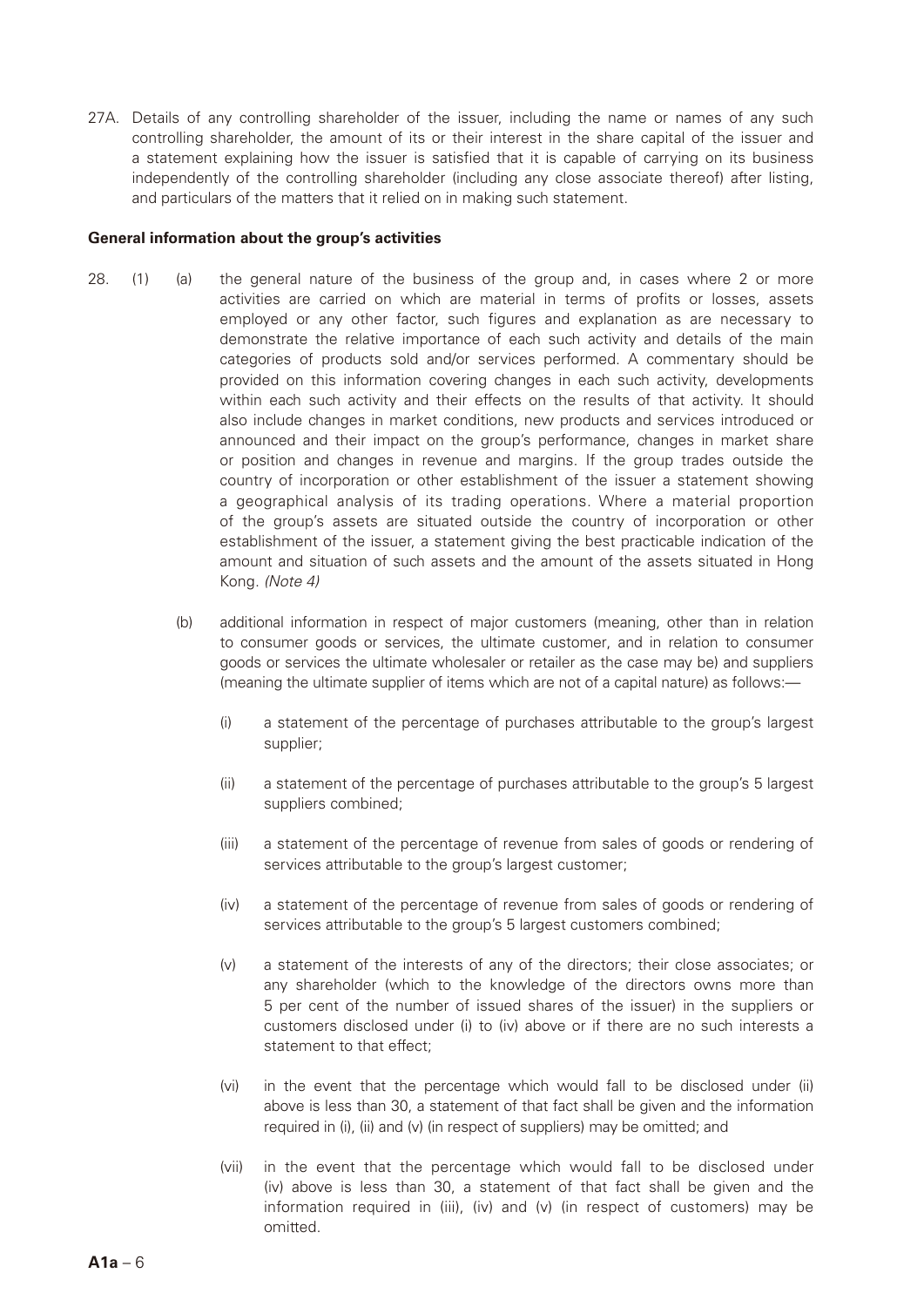27A. Details of any controlling shareholder of the issuer, including the name or names of any such controlling shareholder, the amount of its or their interest in the share capital of the issuer and a statement explaining how the issuer is satisfied that it is capable of carrying on its business independently of the controlling shareholder (including any close associate thereof) after listing, and particulars of the matters that it relied on in making such statement.

**General information about the group's activities**

28. (1) (a) the general nature of the business of the group and, in cases where 2 or more activities are carried on which are material in terms of profits or losses, assets employed or any other factor, such figures and explanation as are necessary to demonstrate the relative importance of each such activity and details of the main categories of products sold and/or services performed. A commentary should be provided on this information covering changes in each such activity, developments within each such activity and their effects on the results of that activity. It should also include changes in market conditions, new products and services introduced or announced and their impact on the group's performance, changes in market share or position and changes in revenue and margins. If the group trades outside the country of incorporation or other establishment of the issuer a statement showing a geographical analysis of its trading operations. Where a material proportion of the group's assets are situated outside the country of incorporation or other establishment of the issuer, a statement giving the best practicable indication of the amount and situation of such assets and the amount of the assets situated in Hong Kong. *(Note 4)*

   (b) additional information in respect of major customers (meaning, other than in relation to consumer goods or services, the ultimate customer, and in relation to consumer goods or services the ultimate wholesaler or retailer as the case may be) and suppliers (meaning the ultimate supplier of items which are not of a capital nature) as follows:—

      (i) a statement of the percentage of purchases attributable to the group's largest supplier;

      (ii) a statement of the percentage of purchases attributable to the group's 5 largest suppliers combined;

      (iii) a statement of the percentage of revenue from sales of goods or rendering of services attributable to the group's largest customer;

      (iv) a statement of the percentage of revenue from sales of goods or rendering of services attributable to the group's 5 largest customers combined;

      (v) a statement of the interests of any of the directors; their close associates; or any shareholder (which to the knowledge of the directors owns more than 5 per cent of the number of issued shares of the issuer) in the suppliers or customers disclosed under (i) to (iv) above or if there are no such interests a statement to that effect;

      (vi) in the event that the percentage which would fall to be disclosed under (ii) above is less than 30, a statement of that fact shall be given and the information required in (i), (ii) and (v) (in respect of suppliers) may be omitted; and

      (vii) in the event that the percentage which would fall to be disclosed under (iv) above is less than 30, a statement of that fact shall be given and the information required in (iii), (iv) and (v) (in respect of customers) may be omitted.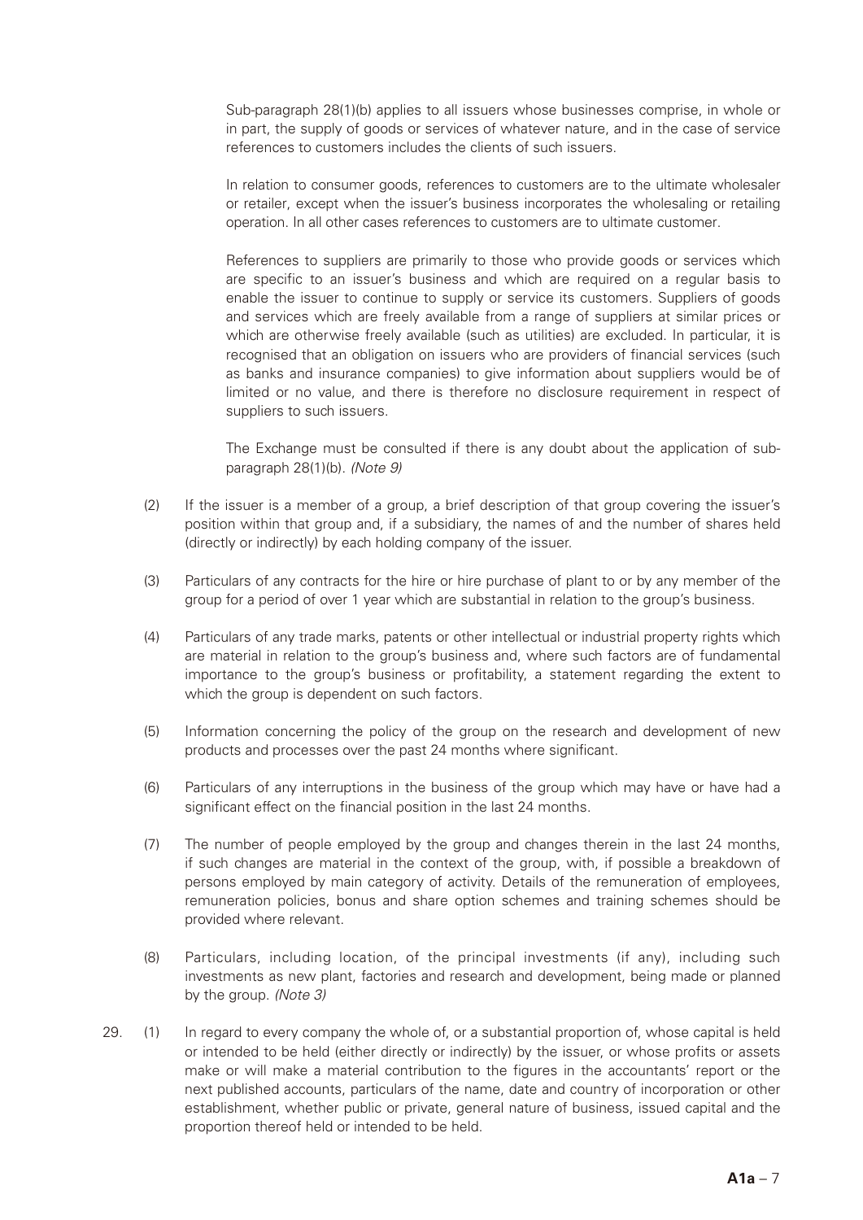Sub-paragraph 28(1)(b) applies to all issuers whose businesses comprise, in whole or in part, the supply of goods or services of whatever nature, and in the case of service references to customers includes the clients of such issuers.

In relation to consumer goods, references to customers are to the ultimate wholesaler or retailer, except when the issuer's business incorporates the wholesaling or retailing operation. In all other cases references to customers are to ultimate customer.

References to suppliers are primarily to those who provide goods or services which are specific to an issuer's business and which are required on a regular basis to enable the issuer to continue to supply or service its customers. Suppliers of goods and services which are freely available from a range of suppliers at similar prices or which are otherwise freely available (such as utilities) are excluded. In particular, it is recognised that an obligation on issuers who are providers of financial services (such as banks and insurance companies) to give information about suppliers would be of limited or no value, and there is therefore no disclosure requirement in respect of suppliers to such issuers.

The Exchange must be consulted if there is any doubt about the application of sub-paragraph 28(1)(b). *(Note 9)*

(2) If the issuer is a member of a group, a brief description of that group covering the issuer's position within that group and, if a subsidiary, the names of and the number of shares held (directly or indirectly) by each holding company of the issuer.

(3) Particulars of any contracts for the hire or hire purchase of plant to or by any member of the group for a period of over 1 year which are substantial in relation to the group's business.

(4) Particulars of any trade marks, patents or other intellectual or industrial property rights which are material in relation to the group's business and, where such factors are of fundamental importance to the group's business or profitability, a statement regarding the extent to which the group is dependent on such factors.

(5) Information concerning the policy of the group on the research and development of new products and processes over the past 24 months where significant.

(6) Particulars of any interruptions in the business of the group which may have or have had a significant effect on the financial position in the last 24 months.

(7) The number of people employed by the group and changes therein in the last 24 months, if such changes are material in the context of the group, with, if possible a breakdown of persons employed by main category of activity. Details of the remuneration of employees, remuneration policies, bonus and share option schemes and training schemes should be provided where relevant.

(8) Particulars, including location, of the principal investments (if any), including such investments as new plant, factories and research and development, being made or planned by the group. *(Note 3)*

29. (1) In regard to every company the whole of, or a substantial proportion of, whose capital is held or intended to be held (either directly or indirectly) by the issuer, or whose profits or assets make or will make a material contribution to the figures in the accountants' report or the next published accounts, particulars of the name, date and country of incorporation or other establishment, whether public or private, general nature of business, issued capital and the proportion thereof held or intended to be held.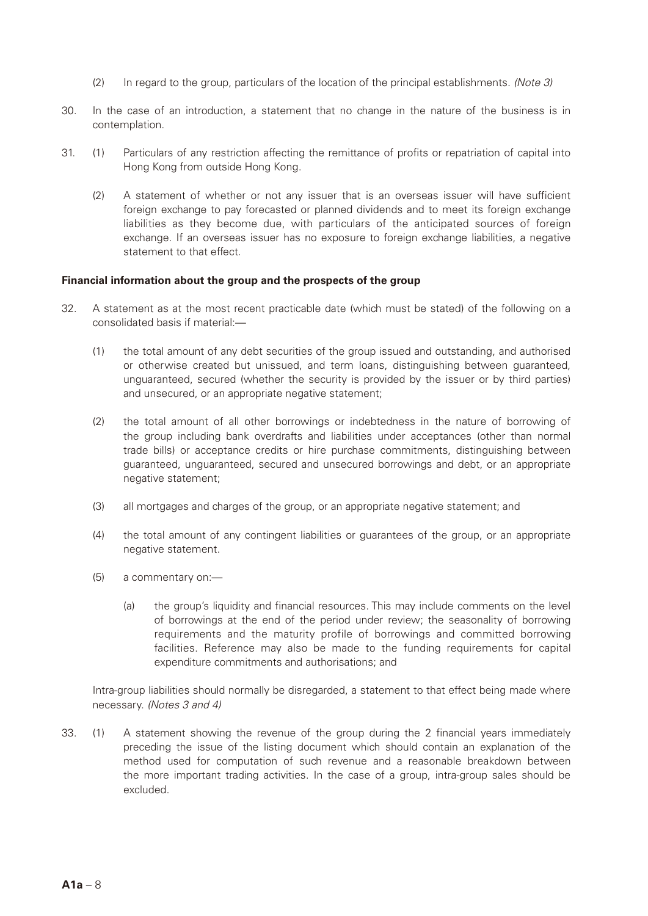(2) In regard to the group, particulars of the location of the principal establishments. *(Note 3)*

30. In the case of an introduction, a statement that no change in the nature of the business is in contemplation.

31. (1) Particulars of any restriction affecting the remittance of profits or repatriation of capital into Hong Kong from outside Hong Kong.

    (2) A statement of whether or not any issuer that is an overseas issuer will have sufficient foreign exchange to pay forecasted or planned dividends and to meet its foreign exchange liabilities as they become due, with particulars of the anticipated sources of foreign exchange. If an overseas issuer has no exposure to foreign exchange liabilities, a negative statement to that effect.

**Financial information about the group and the prospects of the group**

32. A statement as at the most recent practicable date (which must be stated) of the following on a consolidated basis if material:—

    (1) the total amount of any debt securities of the group issued and outstanding, and authorised or otherwise created but unissued, and term loans, distinguishing between guaranteed, unguaranteed, secured (whether the security is provided by the issuer or by third parties) and unsecured, or an appropriate negative statement;

    (2) the total amount of all other borrowings or indebtedness in the nature of borrowing of the group including bank overdrafts and liabilities under acceptances (other than normal trade bills) or acceptance credits or hire purchase commitments, distinguishing between guaranteed, unguaranteed, secured and unsecured borrowings and debt, or an appropriate negative statement;

    (3) all mortgages and charges of the group, or an appropriate negative statement; and

    (4) the total amount of any contingent liabilities or guarantees of the group, or an appropriate negative statement.

    (5) a commentary on:—

        (a) the group's liquidity and financial resources. This may include comments on the level of borrowings at the end of the period under review; the seasonality of borrowing requirements and the maturity profile of borrowings and committed borrowing facilities. Reference may also be made to the funding requirements for capital expenditure commitments and authorisations; and

    Intra-group liabilities should normally be disregarded, a statement to that effect being made where necessary. *(Notes 3 and 4)*

33. (1) A statement showing the revenue of the group during the 2 financial years immediately preceding the issue of the listing document which should contain an explanation of the method used for computation of such revenue and a reasonable breakdown between the more important trading activities. In the case of a group, intra-group sales should be excluded.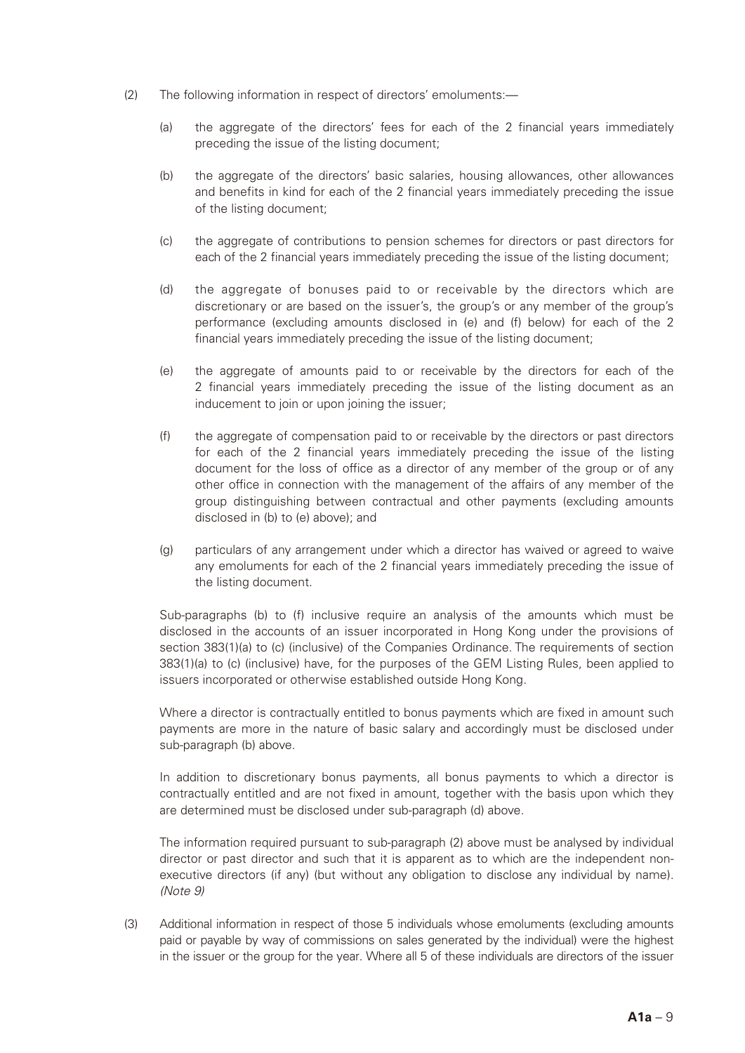(2) The following information in respect of directors' emoluments:—

(a) the aggregate of the directors' fees for each of the 2 financial years immediately preceding the issue of the listing document;

(b) the aggregate of the directors' basic salaries, housing allowances, other allowances and benefits in kind for each of the 2 financial years immediately preceding the issue of the listing document;

(c) the aggregate of contributions to pension schemes for directors or past directors for each of the 2 financial years immediately preceding the issue of the listing document;

(d) the aggregate of bonuses paid to or receivable by the directors which are discretionary or are based on the issuer's, the group's or any member of the group's performance (excluding amounts disclosed in (e) and (f) below) for each of the 2 financial years immediately preceding the issue of the listing document;

(e) the aggregate of amounts paid to or receivable by the directors for each of the 2 financial years immediately preceding the issue of the listing document as an inducement to join or upon joining the issuer;

(f) the aggregate of compensation paid to or receivable by the directors or past directors for each of the 2 financial years immediately preceding the issue of the listing document for the loss of office as a director of any member of the group or of any other office in connection with the management of the affairs of any member of the group distinguishing between contractual and other payments (excluding amounts disclosed in (b) to (e) above); and

(g) particulars of any arrangement under which a director has waived or agreed to waive any emoluments for each of the 2 financial years immediately preceding the issue of the listing document.

Sub-paragraphs (b) to (f) inclusive require an analysis of the amounts which must be disclosed in the accounts of an issuer incorporated in Hong Kong under the provisions of section 383(1)(a) to (c) (inclusive) of the Companies Ordinance. The requirements of section 383(1)(a) to (c) (inclusive) have, for the purposes of the GEM Listing Rules, been applied to issuers incorporated or otherwise established outside Hong Kong.

Where a director is contractually entitled to bonus payments which are fixed in amount such payments are more in the nature of basic salary and accordingly must be disclosed under sub-paragraph (b) above.

In addition to discretionary bonus payments, all bonus payments to which a director is contractually entitled and are not fixed in amount, together with the basis upon which they are determined must be disclosed under sub-paragraph (d) above.

The information required pursuant to sub-paragraph (2) above must be analysed by individual director or past director and such that it is apparent as to which are the independent non-executive directors (if any) (but without any obligation to disclose any individual by name). *(Note 9)*

(3) Additional information in respect of those 5 individuals whose emoluments (excluding amounts paid or payable by way of commissions on sales generated by the individual) were the highest in the issuer or the group for the year. Where all 5 of these individuals are directors of the issuer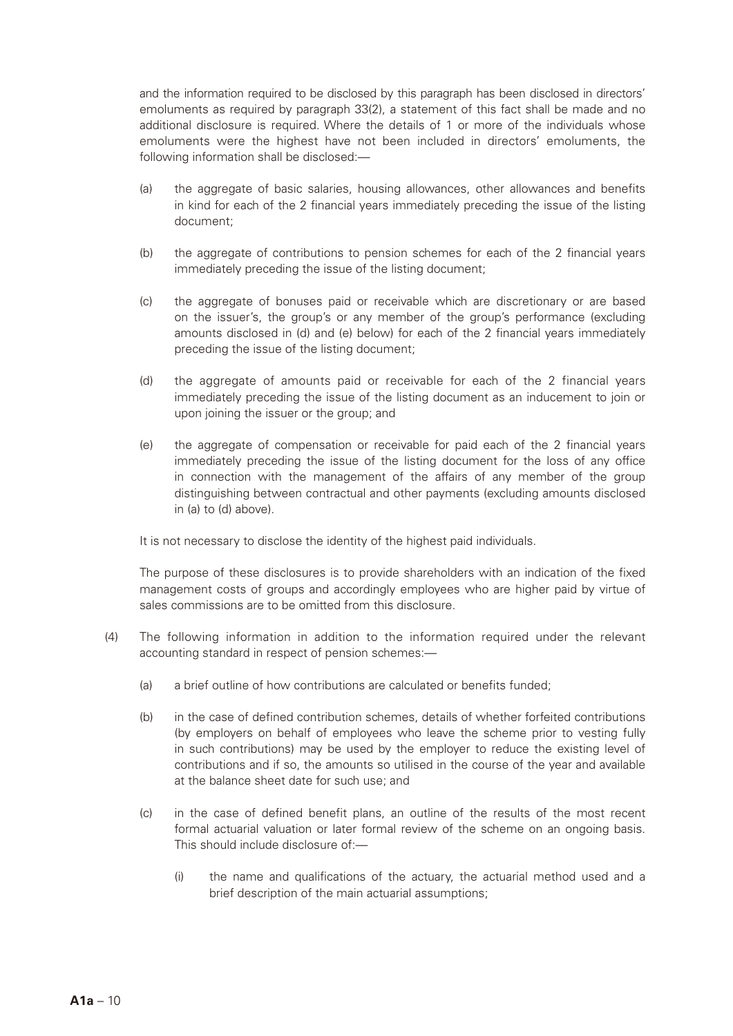and the information required to be disclosed by this paragraph has been disclosed in directors' emoluments as required by paragraph 33(2), a statement of this fact shall be made and no additional disclosure is required. Where the details of 1 or more of the individuals whose emoluments were the highest have not been included in directors' emoluments, the following information shall be disclosed:—

(a) the aggregate of basic salaries, housing allowances, other allowances and benefits in kind for each of the 2 financial years immediately preceding the issue of the listing document;

(b) the aggregate of contributions to pension schemes for each of the 2 financial years immediately preceding the issue of the listing document;

(c) the aggregate of bonuses paid or receivable which are discretionary or are based on the issuer's, the group's or any member of the group's performance (excluding amounts disclosed in (d) and (e) below) for each of the 2 financial years immediately preceding the issue of the listing document;

(d) the aggregate of amounts paid or receivable for each of the 2 financial years immediately preceding the issue of the listing document as an inducement to join or upon joining the issuer or the group; and

(e) the aggregate of compensation or receivable for paid each of the 2 financial years immediately preceding the issue of the listing document for the loss of any office in connection with the management of the affairs of any member of the group distinguishing between contractual and other payments (excluding amounts disclosed in (a) to (d) above).

It is not necessary to disclose the identity of the highest paid individuals.

The purpose of these disclosures is to provide shareholders with an indication of the fixed management costs of groups and accordingly employees who are higher paid by virtue of sales commissions are to be omitted from this disclosure.

(4) The following information in addition to the information required under the relevant accounting standard in respect of pension schemes:—

(a) a brief outline of how contributions are calculated or benefits funded;

(b) in the case of defined contribution schemes, details of whether forfeited contributions (by employers on behalf of employees who leave the scheme prior to vesting fully in such contributions) may be used by the employer to reduce the existing level of contributions and if so, the amounts so utilised in the course of the year and available at the balance sheet date for such use; and

(c) in the case of defined benefit plans, an outline of the results of the most recent formal actuarial valuation or later formal review of the scheme on an ongoing basis. This should include disclosure of:—

(i) the name and qualifications of the actuary, the actuarial method used and a brief description of the main actuarial assumptions;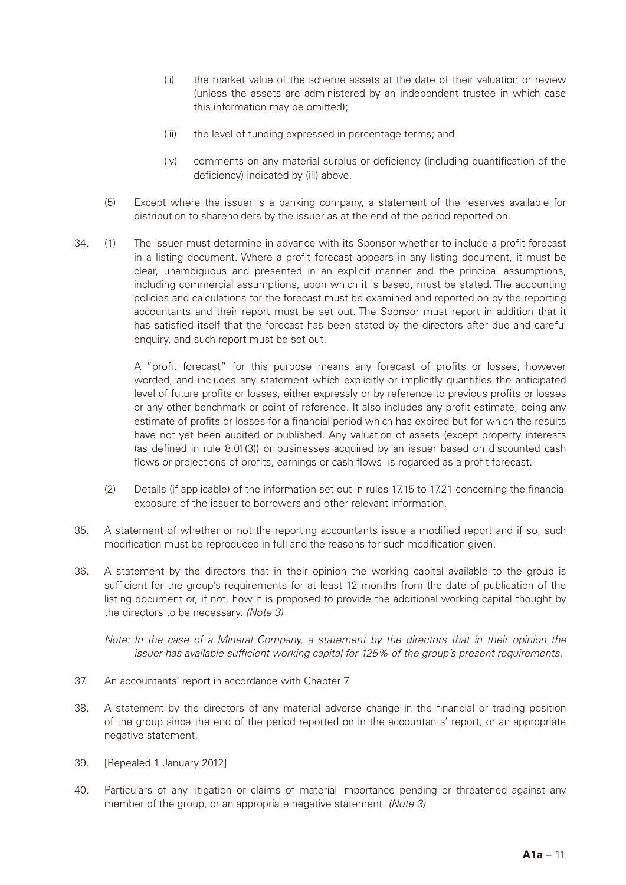(ii) the market value of the scheme assets at the date of their valuation or review (unless the assets are administered by an independent trustee in which case this information may be omitted);

(iii) the level of funding expressed in percentage terms; and

(iv) comments on any material surplus or deficiency (including quantification of the deficiency) indicated by (iii) above.

(5) Except where the issuer is a banking company, a statement of the reserves available for distribution to shareholders by the issuer as at the end of the period reported on.

34. (1) The issuer must determine in advance with its Sponsor whether to include a profit forecast in a listing document. Where a profit forecast appears in any listing document, it must be clear, unambiguous and presented in an explicit manner and the principal assumptions, including commercial assumptions, upon which it is based, must be stated. The accounting policies and calculations for the forecast must be examined and reported on by the reporting accountants and their report must be set out. The Sponsor must report in addition that it has satisfied itself that the forecast has been stated by the directors after due and careful enquiry, and such report must be set out.

A "profit forecast" for this purpose means any forecast of profits or losses, however worded, and includes any statement which explicitly or implicitly quantifies the anticipated level of future profits or losses, either expressly or by reference to previous profits or losses or any other benchmark or point of reference. It also includes any profit estimate, being any estimate of profits or losses for a financial period which has expired but for which the results have not yet been audited or published. Any valuation of assets (except property interests (as defined in rule 8.01(3)) or businesses acquired by an issuer based on discounted cash flows or projections of profits, earnings or cash flows is regarded as a profit forecast.

(2) Details (if applicable) of the information set out in rules 17.15 to 17.21 concerning the financial exposure of the issuer to borrowers and other relevant information.

35. A statement of whether or not the reporting accountants issue a modified report and if so, such modification must be reproduced in full and the reasons for such modification given.

36. A statement by the directors that in their opinion the working capital available to the group is sufficient for the group's requirements for at least 12 months from the date of publication of the listing document or, if not, how it is proposed to provide the additional working capital thought by the directors to be necessary. *(Note 3)*

*Note: In the case of a Mineral Company, a statement by the directors that in their opinion the issuer has available sufficient working capital for 125% of the group's present requirements.*

37. An accountants' report in accordance with Chapter 7.

38. A statement by the directors of any material adverse change in the financial or trading position of the group since the end of the period reported on in the accountants' report, or an appropriate negative statement.

39. [Repealed 1 January 2012]

40. Particulars of any litigation or claims of material importance pending or threatened against any member of the group, or an appropriate negative statement. *(Note 3)*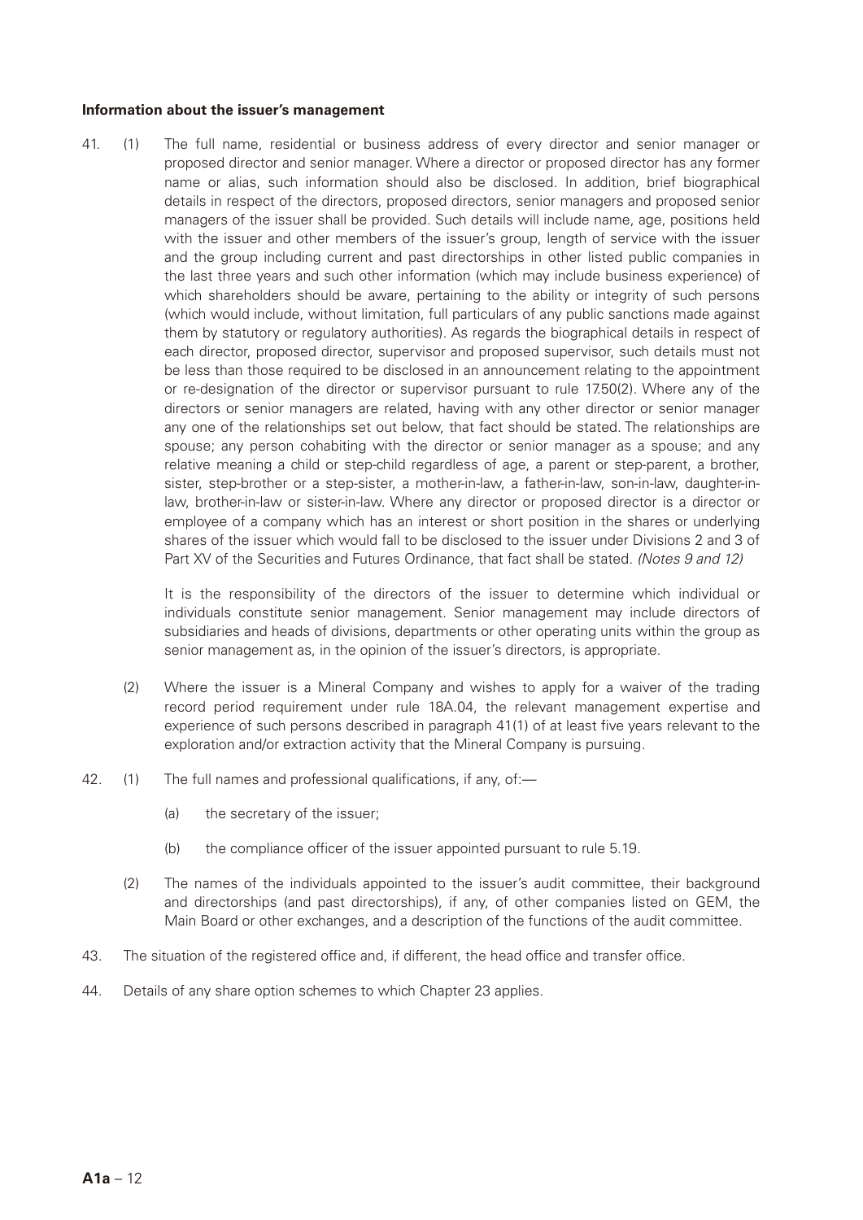**Information about the issuer's management**

41. (1) The full name, residential or business address of every director and senior manager or proposed director and senior manager. Where a director or proposed director has any former name or alias, such information should also be disclosed. In addition, brief biographical details in respect of the directors, proposed directors, senior managers and proposed senior managers of the issuer shall be provided. Such details will include name, age, positions held with the issuer and other members of the issuer's group, length of service with the issuer and the group including current and past directorships in other listed public companies in the last three years and such other information (which may include business experience) of which shareholders should be aware, pertaining to the ability or integrity of such persons (which would include, without limitation, full particulars of any public sanctions made against them by statutory or regulatory authorities). As regards the biographical details in respect of each director, proposed director, supervisor and proposed supervisor, such details must not be less than those required to be disclosed in an announcement relating to the appointment or re-designation of the director or supervisor pursuant to rule 17.50(2). Where any of the directors or senior managers are related, having with any other director or senior manager any one of the relationships set out below, that fact should be stated. The relationships are spouse; any person cohabiting with the director or senior manager as a spouse; and any relative meaning a child or step-child regardless of age, a parent or step-parent, a brother, sister, step-brother or a step-sister, a mother-in-law, a father-in-law, son-in-law, daughter-in-law, brother-in-law or sister-in-law. Where any director or proposed director is a director or employee of a company which has an interest or short position in the shares or underlying shares of the issuer which would fall to be disclosed to the issuer under Divisions 2 and 3 of Part XV of the Securities and Futures Ordinance, that fact shall be stated. *(Notes 9 and 12)*

    It is the responsibility of the directors of the issuer to determine which individual or individuals constitute senior management. Senior management may include directors of subsidiaries and heads of divisions, departments or other operating units within the group as senior management as, in the opinion of the issuer's directors, is appropriate.

    (2) Where the issuer is a Mineral Company and wishes to apply for a waiver of the trading record period requirement under rule 18A.04, the relevant management expertise and experience of such persons described in paragraph 41(1) of at least five years relevant to the exploration and/or extraction activity that the Mineral Company is pursuing.

42. (1) The full names and professional qualifications, if any, of:—

    (a) the secretary of the issuer;

    (b) the compliance officer of the issuer appointed pursuant to rule 5.19.

    (2) The names of the individuals appointed to the issuer's audit committee, their background and directorships (and past directorships), if any, of other companies listed on GEM, the Main Board or other exchanges, and a description of the functions of the audit committee.

43. The situation of the registered office and, if different, the head office and transfer office.

44. Details of any share option schemes to which Chapter 23 applies.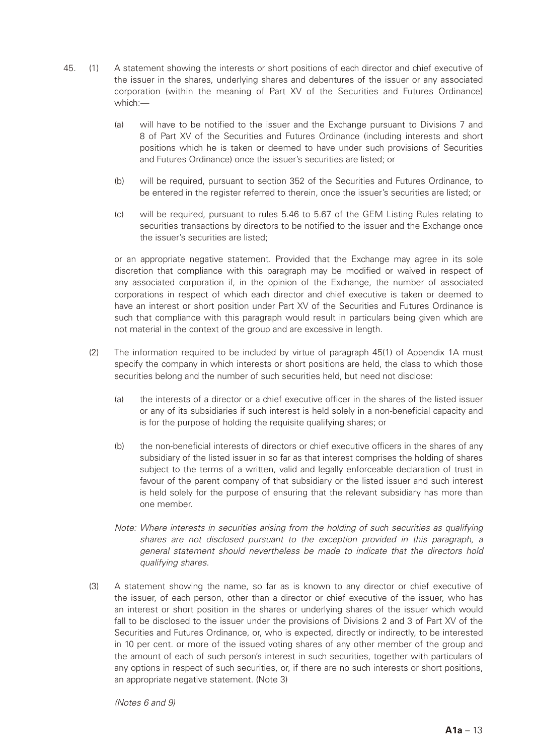45. (1) A statement showing the interests or short positions of each director and chief executive of the issuer in the shares, underlying shares and debentures of the issuer or any associated corporation (within the meaning of Part XV of the Securities and Futures Ordinance) which:—

    (a) will have to be notified to the issuer and the Exchange pursuant to Divisions 7 and 8 of Part XV of the Securities and Futures Ordinance (including interests and short positions which he is taken or deemed to have under such provisions of Securities and Futures Ordinance) once the issuer's securities are listed; or

    (b) will be required, pursuant to section 352 of the Securities and Futures Ordinance, to be entered in the register referred to therein, once the issuer's securities are listed; or

    (c) will be required, pursuant to rules 5.46 to 5.67 of the GEM Listing Rules relating to securities transactions by directors to be notified to the issuer and the Exchange once the issuer's securities are listed;

    or an appropriate negative statement. Provided that the Exchange may agree in its sole discretion that compliance with this paragraph may be modified or waived in respect of any associated corporation if, in the opinion of the Exchange, the number of associated corporations in respect of which each director and chief executive is taken or deemed to have an interest or short position under Part XV of the Securities and Futures Ordinance is such that compliance with this paragraph would result in particulars being given which are not material in the context of the group and are excessive in length.

    (2) The information required to be included by virtue of paragraph 45(1) of Appendix 1A must specify the company in which interests or short positions are held, the class to which those securities belong and the number of such securities held, but need not disclose:

    (a) the interests of a director or a chief executive officer in the shares of the listed issuer or any of its subsidiaries if such interest is held solely in a non-beneficial capacity and is for the purpose of holding the requisite qualifying shares; or

    (b) the non-beneficial interests of directors or chief executive officers in the shares of any subsidiary of the listed issuer in so far as that interest comprises the holding of shares subject to the terms of a written, valid and legally enforceable declaration of trust in favour of the parent company of that subsidiary or the listed issuer and such interest is held solely for the purpose of ensuring that the relevant subsidiary has more than one member.

    *Note: Where interests in securities arising from the holding of such securities as qualifying shares are not disclosed pursuant to the exception provided in this paragraph, a general statement should nevertheless be made to indicate that the directors hold qualifying shares.*

    (3) A statement showing the name, so far as is known to any director or chief executive of the issuer, of each person, other than a director or chief executive of the issuer, who has an interest or short position in the shares or underlying shares of the issuer which would fall to be disclosed to the issuer under the provisions of Divisions 2 and 3 of Part XV of the Securities and Futures Ordinance, or, who is expected, directly or indirectly, to be interested in 10 per cent. or more of the issued voting shares of any other member of the group and the amount of each of such person's interest in such securities, together with particulars of any options in respect of such securities, or, if there are no such interests or short positions, an appropriate negative statement. (Note 3)

    *(Notes 6 and 9)*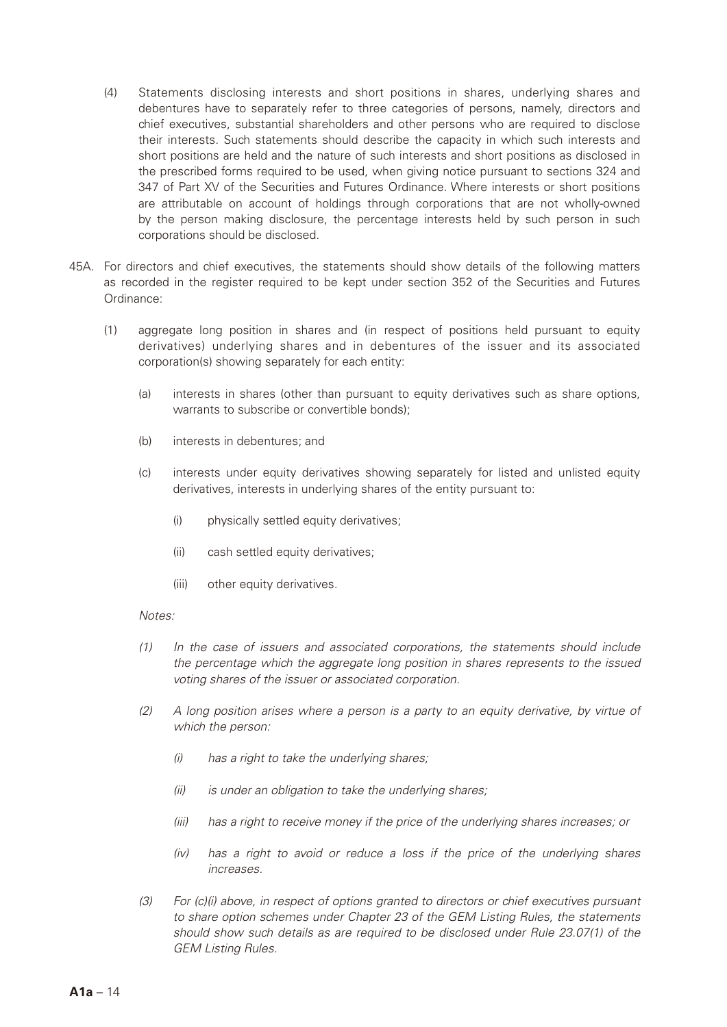(4) Statements disclosing interests and short positions in shares, underlying shares and debentures have to separately refer to three categories of persons, namely, directors and chief executives, substantial shareholders and other persons who are required to disclose their interests. Such statements should describe the capacity in which such interests and short positions are held and the nature of such interests and short positions as disclosed in the prescribed forms required to be used, when giving notice pursuant to sections 324 and 347 of Part XV of the Securities and Futures Ordinance. Where interests or short positions are attributable on account of holdings through corporations that are not wholly-owned by the person making disclosure, the percentage interests held by such person in such corporations should be disclosed.

45A. For directors and chief executives, the statements should show details of the following matters as recorded in the register required to be kept under section 352 of the Securities and Futures Ordinance:

(1) aggregate long position in shares and (in respect of positions held pursuant to equity derivatives) underlying shares and in debentures of the issuer and its associated corporation(s) showing separately for each entity:

(a) interests in shares (other than pursuant to equity derivatives such as share options, warrants to subscribe or convertible bonds);

(b) interests in debentures; and

(c) interests under equity derivatives showing separately for listed and unlisted equity derivatives, interests in underlying shares of the entity pursuant to:

(i) physically settled equity derivatives;

(ii) cash settled equity derivatives;

(iii) other equity derivatives.

*Notes:*

*(1) In the case of issuers and associated corporations, the statements should include the percentage which the aggregate long position in shares represents to the issued voting shares of the issuer or associated corporation.*

*(2) A long position arises where a person is a party to an equity derivative, by virtue of which the person:*

*(i) has a right to take the underlying shares;*

*(ii) is under an obligation to take the underlying shares;*

*(iii) has a right to receive money if the price of the underlying shares increases; or*

*(iv) has a right to avoid or reduce a loss if the price of the underlying shares increases.*

*(3) For (c)(i) above, in respect of options granted to directors or chief executives pursuant to share option schemes under Chapter 23 of the GEM Listing Rules, the statements should show such details as are required to be disclosed under Rule 23.07(1) of the GEM Listing Rules.*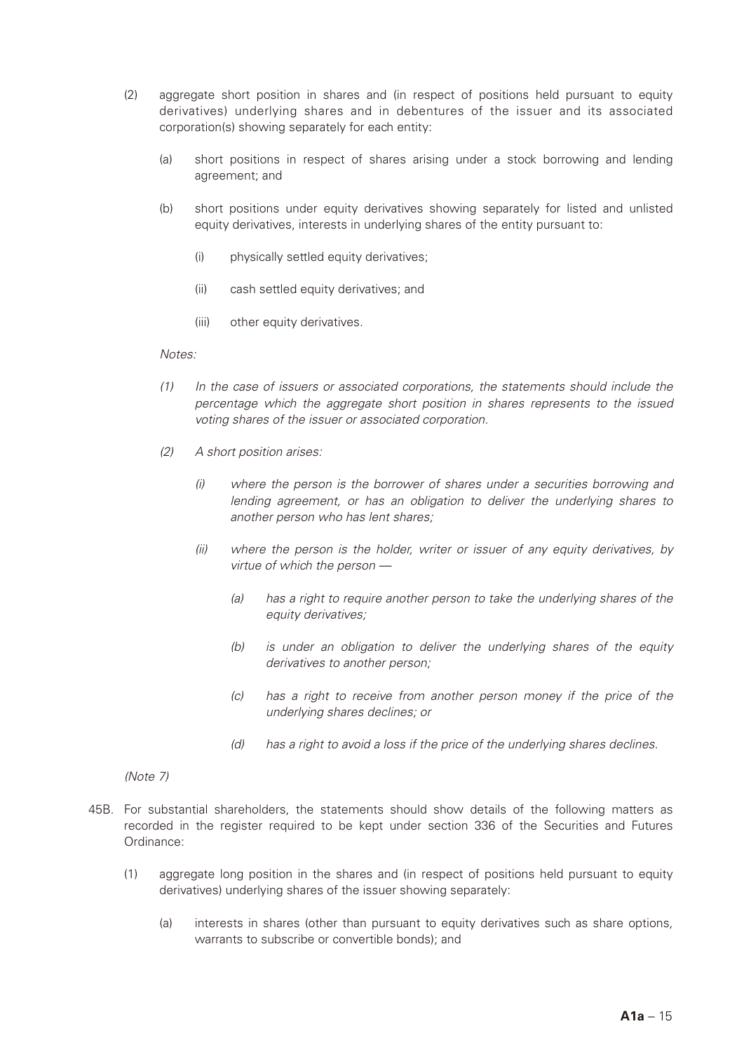(2) aggregate short position in shares and (in respect of positions held pursuant to equity derivatives) underlying shares and in debentures of the issuer and its associated corporation(s) showing separately for each entity:

   (a) short positions in respect of shares arising under a stock borrowing and lending agreement; and

   (b) short positions under equity derivatives showing separately for listed and unlisted equity derivatives, interests in underlying shares of the entity pursuant to:

      (i) physically settled equity derivatives;

      (ii) cash settled equity derivatives; and

      (iii) other equity derivatives.

   *Notes:*

   *(1) In the case of issuers or associated corporations, the statements should include the percentage which the aggregate short position in shares represents to the issued voting shares of the issuer or associated corporation.*

   *(2) A short position arises:*

      *(i) where the person is the borrower of shares under a securities borrowing and lending agreement, or has an obligation to deliver the underlying shares to another person who has lent shares;*

      *(ii) where the person is the holder, writer or issuer of any equity derivatives, by virtue of which the person —*

         *(a) has a right to require another person to take the underlying shares of the equity derivatives;*

         *(b) is under an obligation to deliver the underlying shares of the equity derivatives to another person;*

         *(c) has a right to receive from another person money if the price of the underlying shares declines; or*

         *(d) has a right to avoid a loss if the price of the underlying shares declines.*

   *(Note 7)*

45B. For substantial shareholders, the statements should show details of the following matters as recorded in the register required to be kept under section 336 of the Securities and Futures Ordinance:

   (1) aggregate long position in the shares and (in respect of positions held pursuant to equity derivatives) underlying shares of the issuer showing separately:

      (a) interests in shares (other than pursuant to equity derivatives such as share options, warrants to subscribe or convertible bonds); and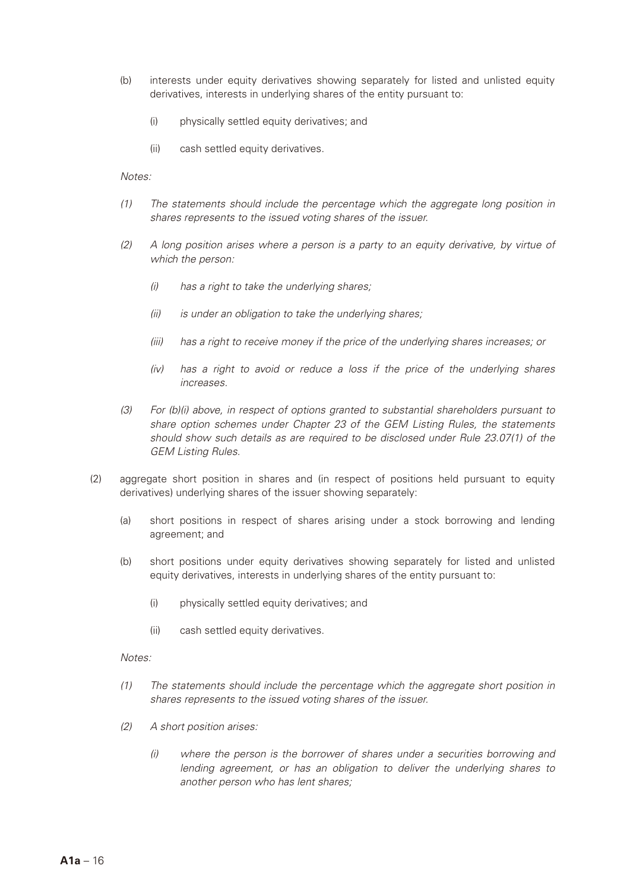(b) interests under equity derivatives showing separately for listed and unlisted equity derivatives, interests in underlying shares of the entity pursuant to:

(i) physically settled equity derivatives; and

(ii) cash settled equity derivatives.

*Notes:*

*(1) The statements should include the percentage which the aggregate long position in shares represents to the issued voting shares of the issuer.*

*(2) A long position arises where a person is a party to an equity derivative, by virtue of which the person:*

*(i) has a right to take the underlying shares;*

*(ii) is under an obligation to take the underlying shares;*

*(iii) has a right to receive money if the price of the underlying shares increases; or*

*(iv) has a right to avoid or reduce a loss if the price of the underlying shares increases.*

*(3) For (b)(i) above, in respect of options granted to substantial shareholders pursuant to share option schemes under Chapter 23 of the GEM Listing Rules, the statements should show such details as are required to be disclosed under Rule 23.07(1) of the GEM Listing Rules.*

(2) aggregate short position in shares and (in respect of positions held pursuant to equity derivatives) underlying shares of the issuer showing separately:

(a) short positions in respect of shares arising under a stock borrowing and lending agreement; and

(b) short positions under equity derivatives showing separately for listed and unlisted equity derivatives, interests in underlying shares of the entity pursuant to:

(i) physically settled equity derivatives; and

(ii) cash settled equity derivatives.

*Notes:*

*(1) The statements should include the percentage which the aggregate short position in shares represents to the issued voting shares of the issuer.*

*(2) A short position arises:*

*(i) where the person is the borrower of shares under a securities borrowing and lending agreement, or has an obligation to deliver the underlying shares to another person who has lent shares;*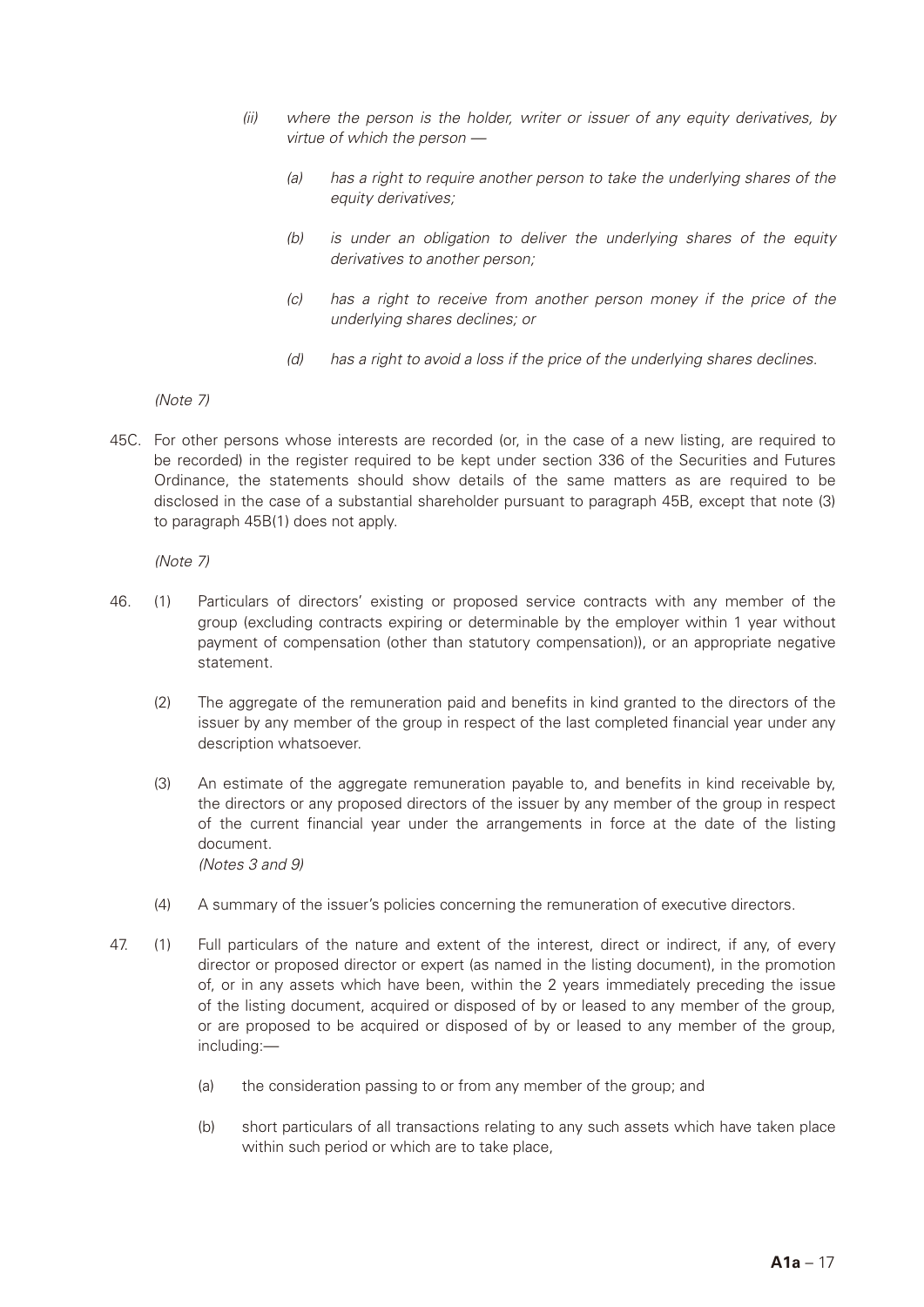*(ii) where the person is the holder, writer or issuer of any equity derivatives, by virtue of which the person —*

*(a) has a right to require another person to take the underlying shares of the equity derivatives;*

*(b) is under an obligation to deliver the underlying shares of the equity derivatives to another person;*

*(c) has a right to receive from another person money if the price of the underlying shares declines; or*

*(d) has a right to avoid a loss if the price of the underlying shares declines.*

*(Note 7)*

45C. For other persons whose interests are recorded (or, in the case of a new listing, are required to be recorded) in the register required to be kept under section 336 of the Securities and Futures Ordinance, the statements should show details of the same matters as are required to be disclosed in the case of a substantial shareholder pursuant to paragraph 45B, except that note (3) to paragraph 45B(1) does not apply.

*(Note 7)*

46. (1) Particulars of directors' existing or proposed service contracts with any member of the group (excluding contracts expiring or determinable by the employer within 1 year without payment of compensation (other than statutory compensation)), or an appropriate negative statement.

(2) The aggregate of the remuneration paid and benefits in kind granted to the directors of the issuer by any member of the group in respect of the last completed financial year under any description whatsoever.

(3) An estimate of the aggregate remuneration payable to, and benefits in kind receivable by, the directors or any proposed directors of the issuer by any member of the group in respect of the current financial year under the arrangements in force at the date of the listing document.
*(Notes 3 and 9)*

(4) A summary of the issuer's policies concerning the remuneration of executive directors.

47. (1) Full particulars of the nature and extent of the interest, direct or indirect, if any, of every director or proposed director or expert (as named in the listing document), in the promotion of, or in any assets which have been, within the 2 years immediately preceding the issue of the listing document, acquired or disposed of by or leased to any member of the group, or are proposed to be acquired or disposed of by or leased to any member of the group, including:—

(a) the consideration passing to or from any member of the group; and

(b) short particulars of all transactions relating to any such assets which have taken place within such period or which are to take place,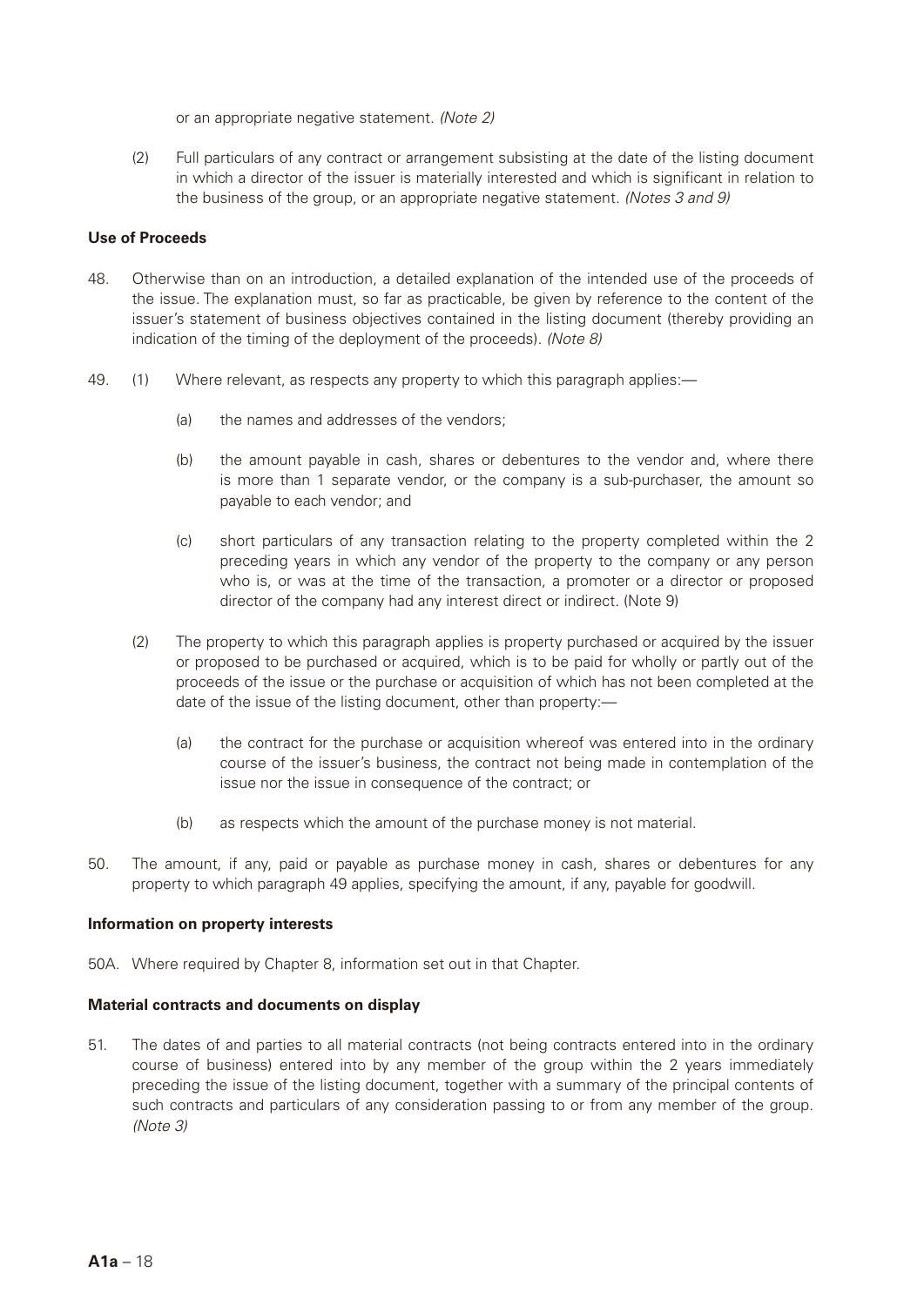or an appropriate negative statement. *(Note 2)*

(2) Full particulars of any contract or arrangement subsisting at the date of the listing document in which a director of the issuer is materially interested and which is significant in relation to the business of the group, or an appropriate negative statement. *(Notes 3 and 9)*

**Use of Proceeds**

48. Otherwise than on an introduction, a detailed explanation of the intended use of the proceeds of the issue. The explanation must, so far as practicable, be given by reference to the content of the issuer's statement of business objectives contained in the listing document (thereby providing an indication of the timing of the deployment of the proceeds). *(Note 8)*

49. (1) Where relevant, as respects any property to which this paragraph applies:—

    (a) the names and addresses of the vendors;

    (b) the amount payable in cash, shares or debentures to the vendor and, where there is more than 1 separate vendor, or the company is a sub-purchaser, the amount so payable to each vendor; and

    (c) short particulars of any transaction relating to the property completed within the 2 preceding years in which any vendor of the property to the company or any person who is, or was at the time of the transaction, a promoter or a director or proposed director of the company had any interest direct or indirect. (Note 9)

    (2) The property to which this paragraph applies is property purchased or acquired by the issuer or proposed to be purchased or acquired, which is to be paid for wholly or partly out of the proceeds of the issue or the purchase or acquisition of which has not been completed at the date of the issue of the listing document, other than property:—

    (a) the contract for the purchase or acquisition whereof was entered into in the ordinary course of the issuer's business, the contract not being made in contemplation of the issue nor the issue in consequence of the contract; or

    (b) as respects which the amount of the purchase money is not material.

50. The amount, if any, paid or payable as purchase money in cash, shares or debentures for any property to which paragraph 49 applies, specifying the amount, if any, payable for goodwill.

**Information on property interests**

50A. Where required by Chapter 8, information set out in that Chapter.

**Material contracts and documents on display**

51. The dates of and parties to all material contracts (not being contracts entered into in the ordinary course of business) entered into by any member of the group within the 2 years immediately preceding the issue of the listing document, together with a summary of the principal contents of such contracts and particulars of any consideration passing to or from any member of the group. *(Note 3)*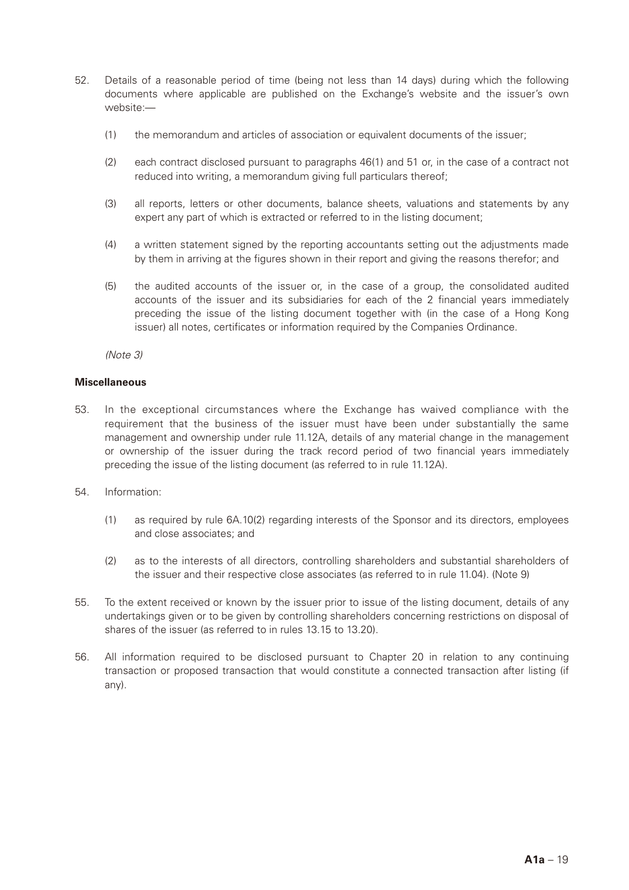52. Details of a reasonable period of time (being not less than 14 days) during which the following documents where applicable are published on the Exchange's website and the issuer's own website:—

    (1) the memorandum and articles of association or equivalent documents of the issuer;

    (2) each contract disclosed pursuant to paragraphs 46(1) and 51 or, in the case of a contract not reduced into writing, a memorandum giving full particulars thereof;

    (3) all reports, letters or other documents, balance sheets, valuations and statements by any expert any part of which is extracted or referred to in the listing document;

    (4) a written statement signed by the reporting accountants setting out the adjustments made by them in arriving at the figures shown in their report and giving the reasons therefor; and

    (5) the audited accounts of the issuer or, in the case of a group, the consolidated audited accounts of the issuer and its subsidiaries for each of the 2 financial years immediately preceding the issue of the listing document together with (in the case of a Hong Kong issuer) all notes, certificates or information required by the Companies Ordinance.

    *(Note 3)*

**Miscellaneous**

53. In the exceptional circumstances where the Exchange has waived compliance with the requirement that the business of the issuer must have been under substantially the same management and ownership under rule 11.12A, details of any material change in the management or ownership of the issuer during the track record period of two financial years immediately preceding the issue of the listing document (as referred to in rule 11.12A).

54. Information:

    (1) as required by rule 6A.10(2) regarding interests of the Sponsor and its directors, employees and close associates; and

    (2) as to the interests of all directors, controlling shareholders and substantial shareholders of the issuer and their respective close associates (as referred to in rule 11.04). (Note 9)

55. To the extent received or known by the issuer prior to issue of the listing document, details of any undertakings given or to be given by controlling shareholders concerning restrictions on disposal of shares of the issuer (as referred to in rules 13.15 to 13.20).

56. All information required to be disclosed pursuant to Chapter 20 in relation to any continuing transaction or proposed transaction that would constitute a connected transaction after listing (if any).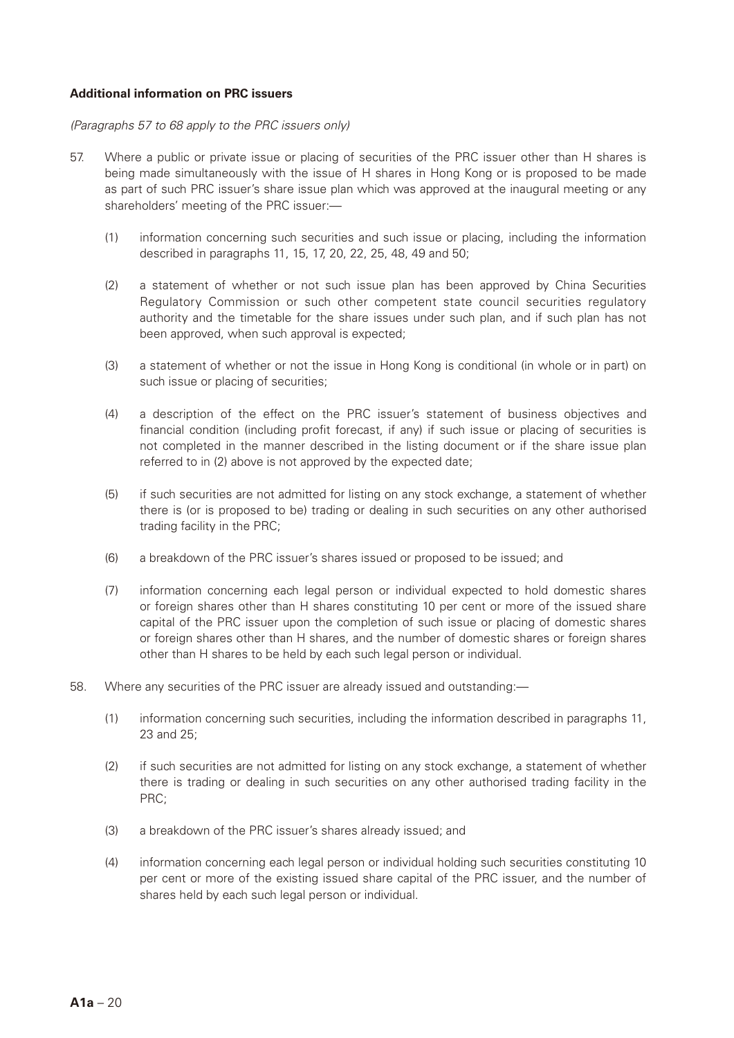**Additional information on PRC issuers**

*(Paragraphs 57 to 68 apply to the PRC issuers only)*

57. Where a public or private issue or placing of securities of the PRC issuer other than H shares is being made simultaneously with the issue of H shares in Hong Kong or is proposed to be made as part of such PRC issuer's share issue plan which was approved at the inaugural meeting or any shareholders' meeting of the PRC issuer:—

    (1) information concerning such securities and such issue or placing, including the information described in paragraphs 11, 15, 17, 20, 22, 25, 48, 49 and 50;

    (2) a statement of whether or not such issue plan has been approved by China Securities Regulatory Commission or such other competent state council securities regulatory authority and the timetable for the share issues under such plan, and if such plan has not been approved, when such approval is expected;

    (3) a statement of whether or not the issue in Hong Kong is conditional (in whole or in part) on such issue or placing of securities;

    (4) a description of the effect on the PRC issuer's statement of business objectives and financial condition (including profit forecast, if any) if such issue or placing of securities is not completed in the manner described in the listing document or if the share issue plan referred to in (2) above is not approved by the expected date;

    (5) if such securities are not admitted for listing on any stock exchange, a statement of whether there is (or is proposed to be) trading or dealing in such securities on any other authorised trading facility in the PRC;

    (6) a breakdown of the PRC issuer's shares issued or proposed to be issued; and

    (7) information concerning each legal person or individual expected to hold domestic shares or foreign shares other than H shares constituting 10 per cent or more of the issued share capital of the PRC issuer upon the completion of such issue or placing of domestic shares or foreign shares other than H shares, and the number of domestic shares or foreign shares other than H shares to be held by each such legal person or individual.

58. Where any securities of the PRC issuer are already issued and outstanding:—

    (1) information concerning such securities, including the information described in paragraphs 11, 23 and 25;

    (2) if such securities are not admitted for listing on any stock exchange, a statement of whether there is trading or dealing in such securities on any other authorised trading facility in the PRC;

    (3) a breakdown of the PRC issuer's shares already issued; and

    (4) information concerning each legal person or individual holding such securities constituting 10 per cent or more of the existing issued share capital of the PRC issuer, and the number of shares held by each such legal person or individual.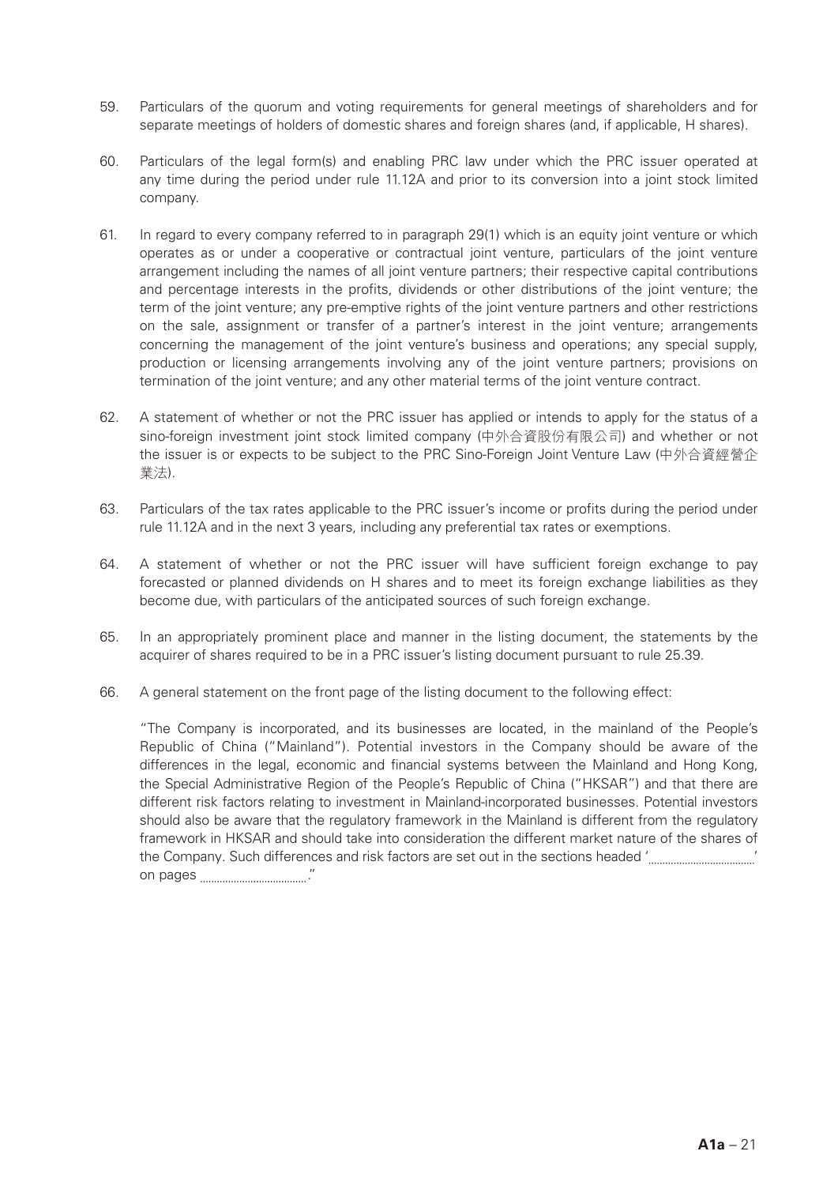59. Particulars of the quorum and voting requirements for general meetings of shareholders and for separate meetings of holders of domestic shares and foreign shares (and, if applicable, H shares).

60. Particulars of the legal form(s) and enabling PRC law under which the PRC issuer operated at any time during the period under rule 11.12A and prior to its conversion into a joint stock limited company.

61. In regard to every company referred to in paragraph 29(1) which is an equity joint venture or which operates as or under a cooperative or contractual joint venture, particulars of the joint venture arrangement including the names of all joint venture partners; their respective capital contributions and percentage interests in the profits, dividends or other distributions of the joint venture; the term of the joint venture; any pre-emptive rights of the joint venture partners and other restrictions on the sale, assignment or transfer of a partner's interest in the joint venture; arrangements concerning the management of the joint venture's business and operations; any special supply, production or licensing arrangements involving any of the joint venture partners; provisions on termination of the joint venture; and any other material terms of the joint venture contract.

62. A statement of whether or not the PRC issuer has applied or intends to apply for the status of a sino-foreign investment joint stock limited company (中外合資股份有限公司) and whether or not the issuer is or expects to be subject to the PRC Sino-Foreign Joint Venture Law (中外合資經營企業法).

63. Particulars of the tax rates applicable to the PRC issuer's income or profits during the period under rule 11.12A and in the next 3 years, including any preferential tax rates or exemptions.

64. A statement of whether or not the PRC issuer will have sufficient foreign exchange to pay forecasted or planned dividends on H shares and to meet its foreign exchange liabilities as they become due, with particulars of the anticipated sources of such foreign exchange.

65. In an appropriately prominent place and manner in the listing document, the statements by the acquirer of shares required to be in a PRC issuer's listing document pursuant to rule 25.39.

66. A general statement on the front page of the listing document to the following effect:

"The Company is incorporated, and its businesses are located, in the mainland of the People's Republic of China ("Mainland"). Potential investors in the Company should be aware of the differences in the legal, economic and financial systems between the Mainland and Hong Kong, the Special Administrative Region of the People's Republic of China ("HKSAR") and that there are different risk factors relating to investment in Mainland-incorporated businesses. Potential investors should also be aware that the regulatory framework in the Mainland is different from the regulatory framework in HKSAR and should take into consideration the different market nature of the shares of the Company. Such differences and risk factors are set out in the sections headed '..................................' on pages ..................................."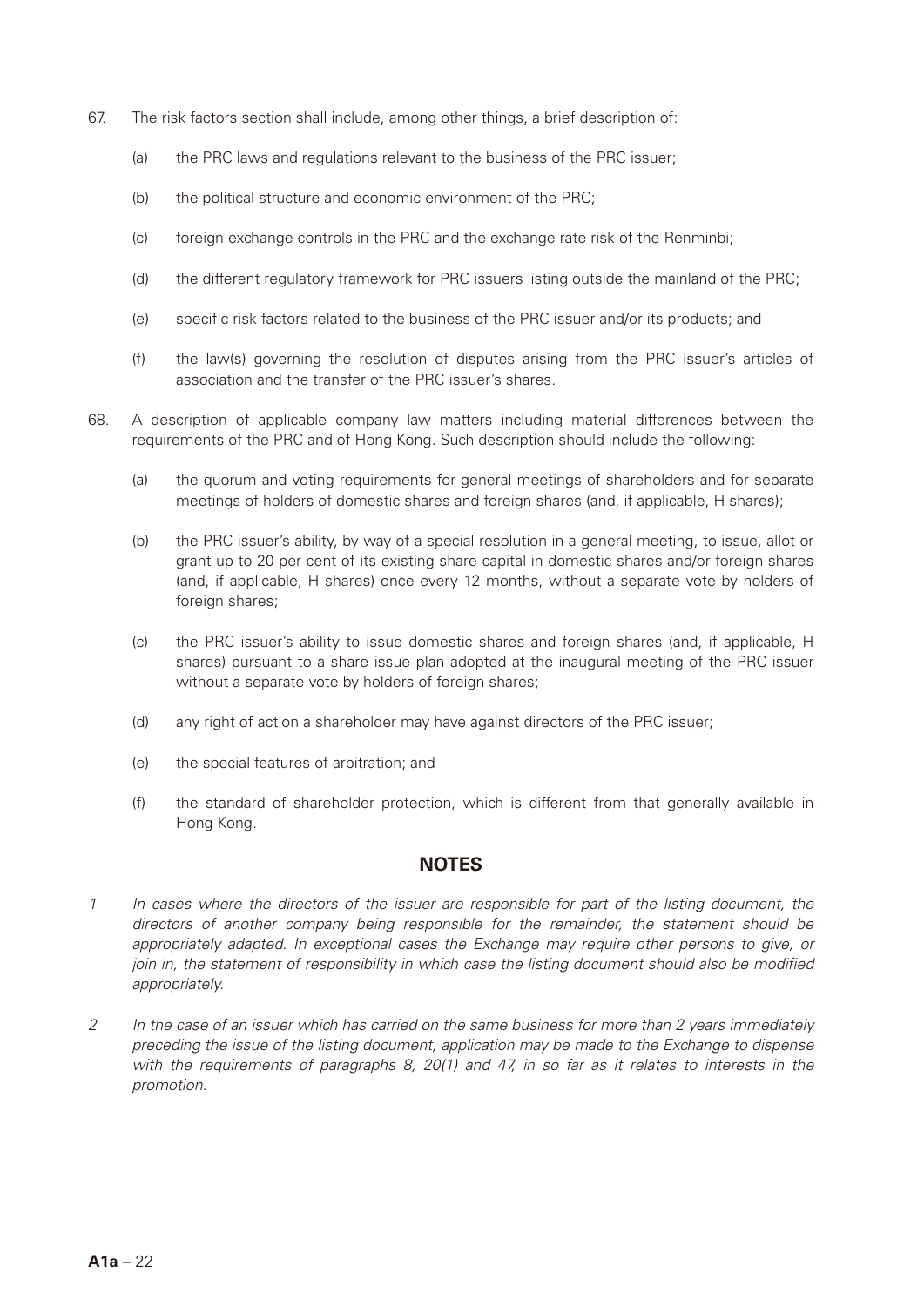67. The risk factors section shall include, among other things, a brief description of:

    (a) the PRC laws and regulations relevant to the business of the PRC issuer;

    (b) the political structure and economic environment of the PRC;

    (c) foreign exchange controls in the PRC and the exchange rate risk of the Renminbi;

    (d) the different regulatory framework for PRC issuers listing outside the mainland of the PRC;

    (e) specific risk factors related to the business of the PRC issuer and/or its products; and

    (f) the law(s) governing the resolution of disputes arising from the PRC issuer's articles of association and the transfer of the PRC issuer's shares.

68. A description of applicable company law matters including material differences between the requirements of the PRC and of Hong Kong. Such description should include the following:

    (a) the quorum and voting requirements for general meetings of shareholders and for separate meetings of holders of domestic shares and foreign shares (and, if applicable, H shares);

    (b) the PRC issuer's ability, by way of a special resolution in a general meeting, to issue, allot or grant up to 20 per cent of its existing share capital in domestic shares and/or foreign shares (and, if applicable, H shares) once every 12 months, without a separate vote by holders of foreign shares;

    (c) the PRC issuer's ability to issue domestic shares and foreign shares (and, if applicable, H shares) pursuant to a share issue plan adopted at the inaugural meeting of the PRC issuer without a separate vote by holders of foreign shares;

    (d) any right of action a shareholder may have against directors of the PRC issuer;

    (e) the special features of arbitration; and

    (f) the standard of shareholder protection, which is different from that generally available in Hong Kong.

## NOTES

1 *In cases where the directors of the issuer are responsible for part of the listing document, the directors of another company being responsible for the remainder, the statement should be appropriately adapted. In exceptional cases the Exchange may require other persons to give, or join in, the statement of responsibility in which case the listing document should also be modified appropriately.*

2 *In the case of an issuer which has carried on the same business for more than 2 years immediately preceding the issue of the listing document, application may be made to the Exchange to dispense with the requirements of paragraphs 8, 20(1) and 47, in so far as it relates to interests in the promotion.*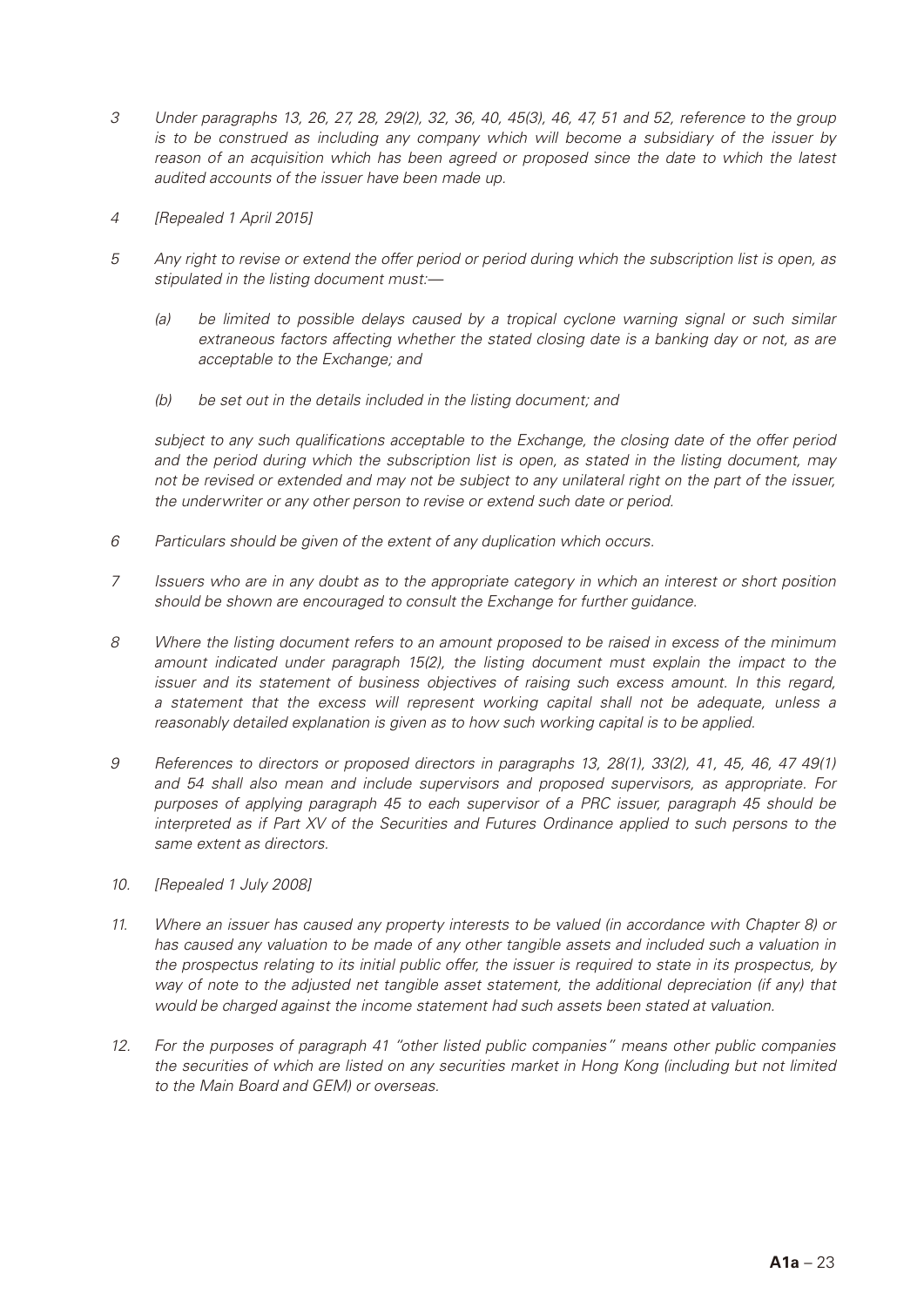*3 Under paragraphs 13, 26, 27, 28, 29(2), 32, 36, 40, 45(3), 46, 47, 51 and 52, reference to the group is to be construed as including any company which will become a subsidiary of the issuer by reason of an acquisition which has been agreed or proposed since the date to which the latest audited accounts of the issuer have been made up.*

*4 [Repealed 1 April 2015]*

*5 Any right to revise or extend the offer period or period during which the subscription list is open, as stipulated in the listing document must:—*

*(a) be limited to possible delays caused by a tropical cyclone warning signal or such similar extraneous factors affecting whether the stated closing date is a banking day or not, as are acceptable to the Exchange; and*

*(b) be set out in the details included in the listing document; and*

*subject to any such qualifications acceptable to the Exchange, the closing date of the offer period and the period during which the subscription list is open, as stated in the listing document, may not be revised or extended and may not be subject to any unilateral right on the part of the issuer, the underwriter or any other person to revise or extend such date or period.*

*6 Particulars should be given of the extent of any duplication which occurs.*

*7 Issuers who are in any doubt as to the appropriate category in which an interest or short position should be shown are encouraged to consult the Exchange for further guidance.*

*8 Where the listing document refers to an amount proposed to be raised in excess of the minimum amount indicated under paragraph 15(2), the listing document must explain the impact to the issuer and its statement of business objectives of raising such excess amount. In this regard, a statement that the excess will represent working capital shall not be adequate, unless a reasonably detailed explanation is given as to how such working capital is to be applied.*

*9 References to directors or proposed directors in paragraphs 13, 28(1), 33(2), 41, 45, 46, 47 49(1) and 54 shall also mean and include supervisors and proposed supervisors, as appropriate. For purposes of applying paragraph 45 to each supervisor of a PRC issuer, paragraph 45 should be interpreted as if Part XV of the Securities and Futures Ordinance applied to such persons to the same extent as directors.*

*10. [Repealed 1 July 2008]*

*11. Where an issuer has caused any property interests to be valued (in accordance with Chapter 8) or has caused any valuation to be made of any other tangible assets and included such a valuation in the prospectus relating to its initial public offer, the issuer is required to state in its prospectus, by way of note to the adjusted net tangible asset statement, the additional depreciation (if any) that would be charged against the income statement had such assets been stated at valuation.*

*12. For the purposes of paragraph 41 "other listed public companies" means other public companies the securities of which are listed on any securities market in Hong Kong (including but not limited to the Main Board and GEM) or overseas.*